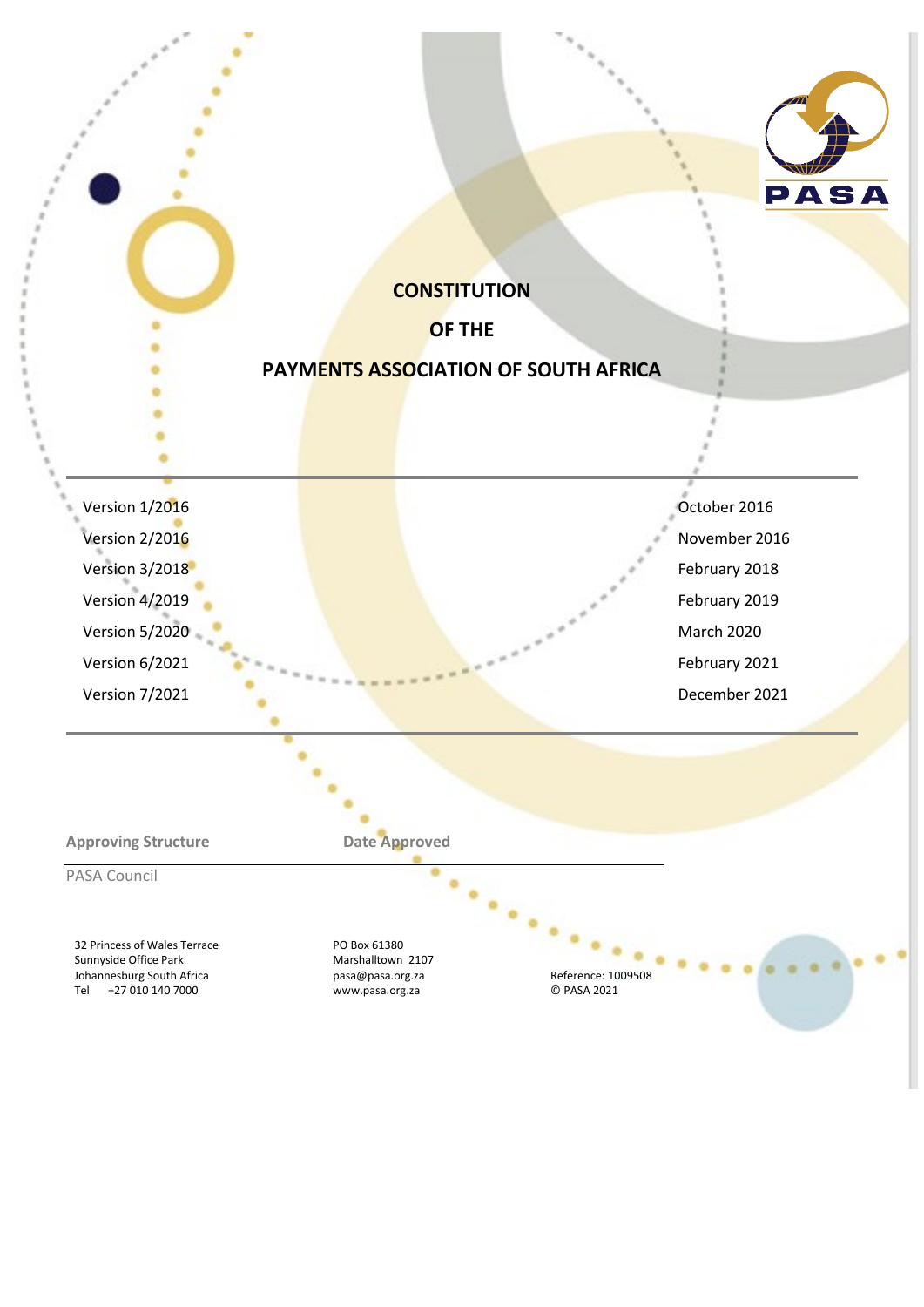# CONSTITUTION

# OF THE

# PAYMENTS ASSOCIATION OF SOUTH AFRICA

| | |
|---|---|
| Version 1/2016 | October 2016 |
| Version 2/2016 | November 2016 |
| Version 3/2018 | February 2018 |
| Version 4/2019 | February 2019 |
| Version 5/2020 | March 2020 |
| Version 6/2021 | February 2021 |
| Version 7/2021 | December 2021 |

| Approving Structure | Date Approved |
|---|---|
| PASA Council | |

32 Princess of Wales Terrace
Sunnyside Office Park
Johannesburg South Africa
Tel +27 010 140 7000

PO Box 61380
Marshalltown 2107
pasa@pasa.org.za
www.pasa.org.za

Reference: 1009508
© PASA 2021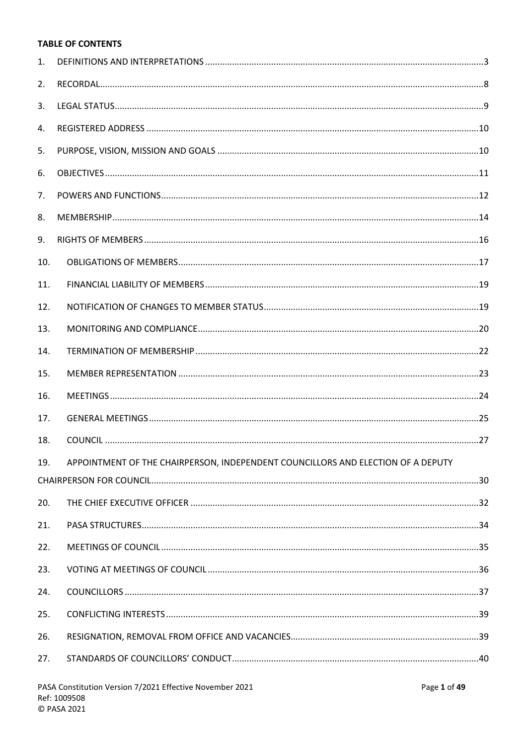**TABLE OF CONTENTS**

1. DEFINITIONS AND INTERPRETATIONS ....... 3
2. RECORDAL ....... 8
3. LEGAL STATUS ....... 9
4. REGISTERED ADDRESS ....... 10
5. PURPOSE, VISION, MISSION AND GOALS ....... 10
6. OBJECTIVES ....... 11
7. POWERS AND FUNCTIONS ....... 12
8. MEMBERSHIP ....... 14
9. RIGHTS OF MEMBERS ....... 16
10. OBLIGATIONS OF MEMBERS ....... 17
11. FINANCIAL LIABILITY OF MEMBERS ....... 19
12. NOTIFICATION OF CHANGES TO MEMBER STATUS ....... 19
13. MONITORING AND COMPLIANCE ....... 20
14. TERMINATION OF MEMBERSHIP ....... 22
15. MEMBER REPRESENTATION ....... 23
16. MEETINGS ....... 24
17. GENERAL MEETINGS ....... 25
18. COUNCIL ....... 27
19. APPOINTMENT OF THE CHAIRPERSON, INDEPENDENT COUNCILLORS AND ELECTION OF A DEPUTY CHAIRPERSON FOR COUNCIL ....... 30
20. THE CHIEF EXECUTIVE OFFICER ....... 32
21. PASA STRUCTURES ....... 34
22. MEETINGS OF COUNCIL ....... 35
23. VOTING AT MEETINGS OF COUNCIL ....... 36
24. COUNCILLORS ....... 37
25. CONFLICTING INTERESTS ....... 39
26. RESIGNATION, REMOVAL FROM OFFICE AND VACANCIES ....... 39
27. STANDARDS OF COUNCILLORS' CONDUCT ....... 40

PASA Constitution Version 7/2021 Effective November 2021
Ref: 1009508
© PASA 2021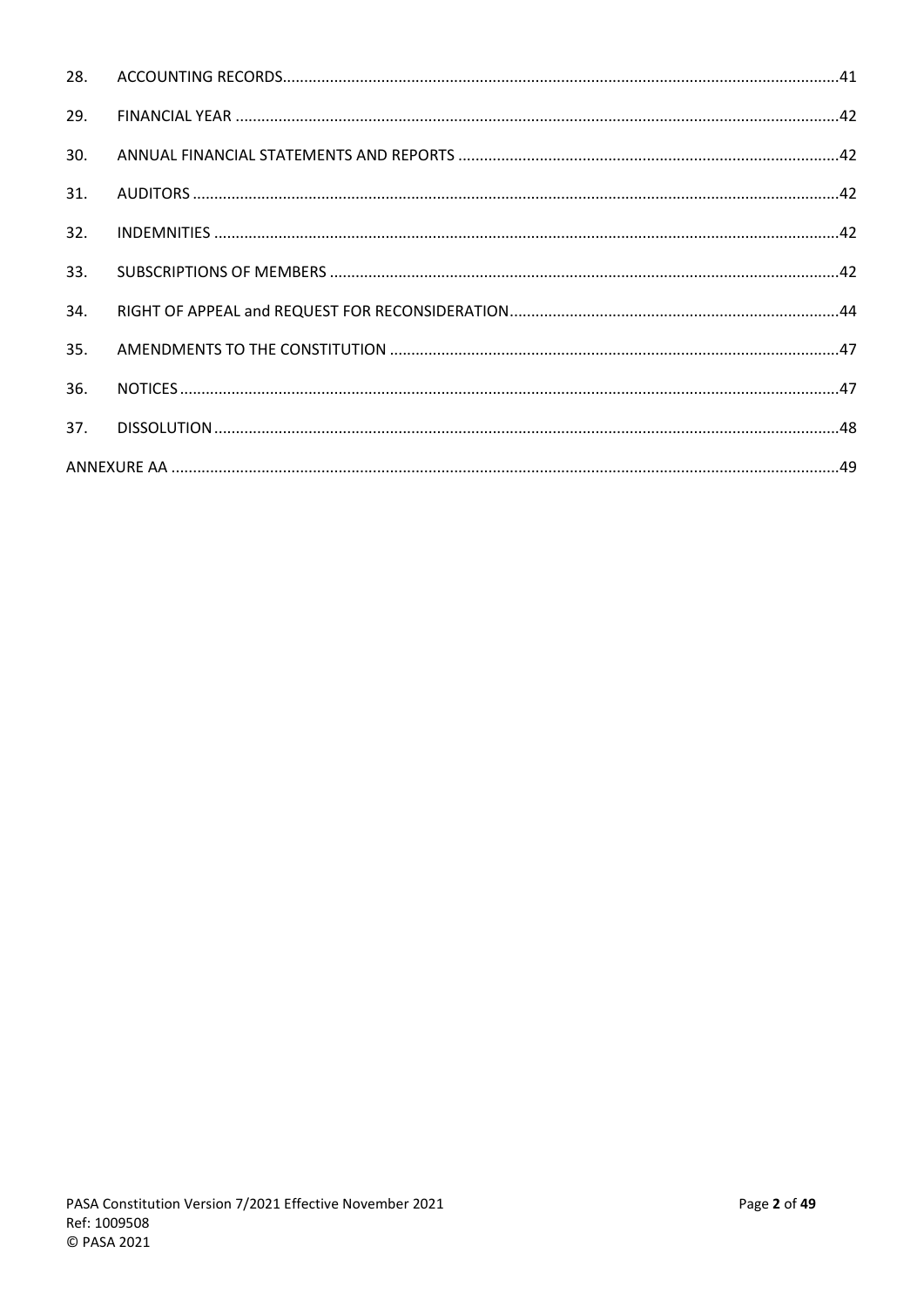| | | |
|---|---|---|
| 28. | ACCOUNTING RECORDS | 41 |
| 29. | FINANCIAL YEAR | 42 |
| 30. | ANNUAL FINANCIAL STATEMENTS AND REPORTS | 42 |
| 31. | AUDITORS | 42 |
| 32. | INDEMNITIES | 42 |
| 33. | SUBSCRIPTIONS OF MEMBERS | 42 |
| 34. | RIGHT OF APPEAL and REQUEST FOR RECONSIDERATION | 44 |
| 35. | AMENDMENTS TO THE CONSTITUTION | 47 |
| 36. | NOTICES | 47 |
| 37. | DISSOLUTION | 48 |
| ANNEXURE AA | | 49 |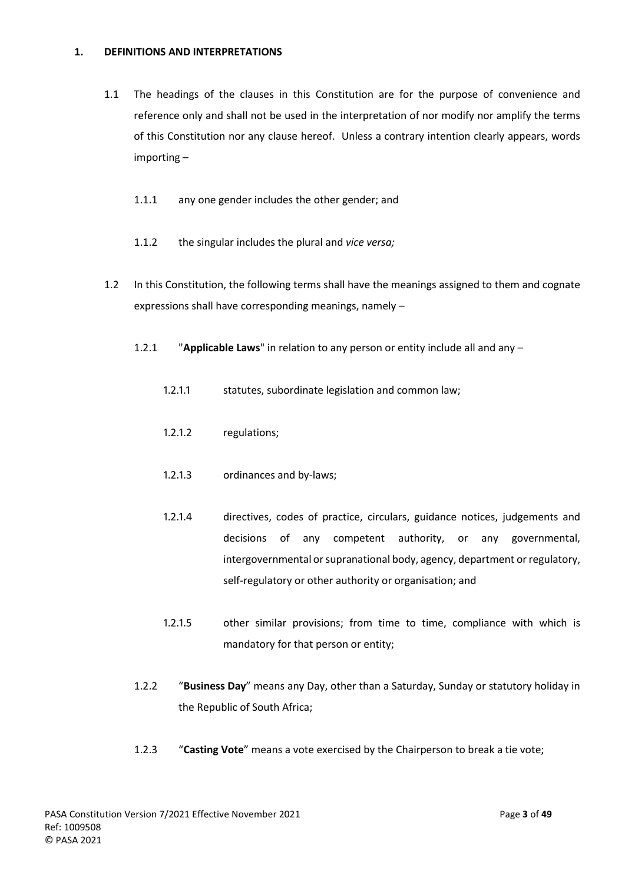## 1. DEFINITIONS AND INTERPRETATIONS

1.1 The headings of the clauses in this Constitution are for the purpose of convenience and reference only and shall not be used in the interpretation of nor modify nor amplify the terms of this Constitution nor any clause hereof. Unless a contrary intention clearly appears, words importing –

1.1.1 any one gender includes the other gender; and

1.1.2 the singular includes the plural and *vice versa;*

1.2 In this Constitution, the following terms shall have the meanings assigned to them and cognate expressions shall have corresponding meanings, namely –

1.2.1 "**Applicable Laws**" in relation to any person or entity include all and any –

1.2.1.1 statutes, subordinate legislation and common law;

1.2.1.2 regulations;

1.2.1.3 ordinances and by-laws;

1.2.1.4 directives, codes of practice, circulars, guidance notices, judgements and decisions of any competent authority, or any governmental, intergovernmental or supranational body, agency, department or regulatory, self-regulatory or other authority or organisation; and

1.2.1.5 other similar provisions; from time to time, compliance with which is mandatory for that person or entity;

1.2.2 "**Business Day**" means any Day, other than a Saturday, Sunday or statutory holiday in the Republic of South Africa;

1.2.3 "**Casting Vote**" means a vote exercised by the Chairperson to break a tie vote;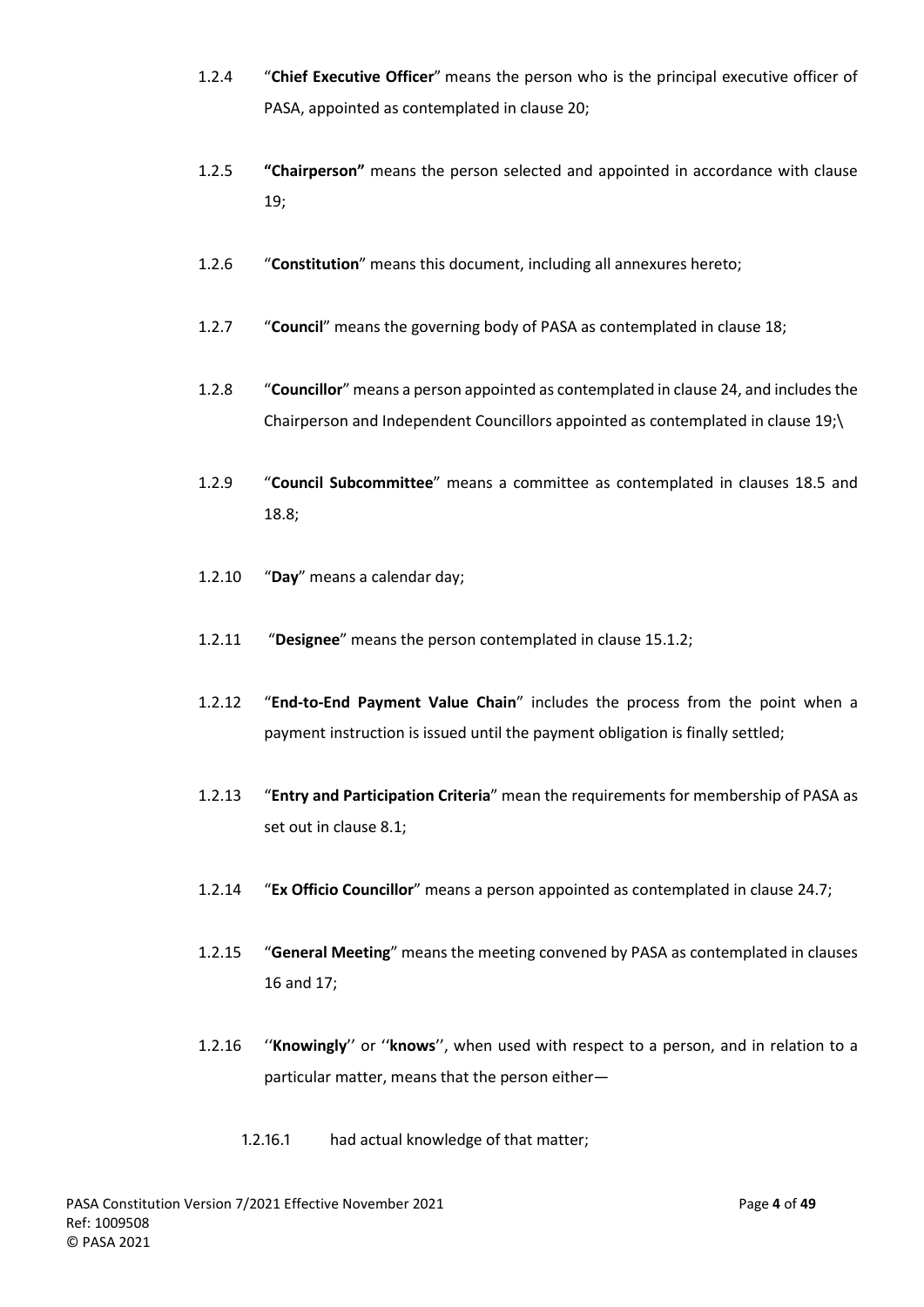1.2.4 "**Chief Executive Officer**" means the person who is the principal executive officer of PASA, appointed as contemplated in clause 20;

1.2.5 **"Chairperson"** means the person selected and appointed in accordance with clause 19;

1.2.6 "**Constitution**" means this document, including all annexures hereto;

1.2.7 "**Council**" means the governing body of PASA as contemplated in clause 18;

1.2.8 "**Councillor**" means a person appointed as contemplated in clause 24, and includes the Chairperson and Independent Councillors appointed as contemplated in clause 19;\

1.2.9 "**Council Subcommittee**" means a committee as contemplated in clauses 18.5 and 18.8;

1.2.10 "**Day**" means a calendar day;

1.2.11 "**Designee**" means the person contemplated in clause 15.1.2;

1.2.12 "**End-to-End Payment Value Chain**" includes the process from the point when a payment instruction is issued until the payment obligation is finally settled;

1.2.13 "**Entry and Participation Criteria**" mean the requirements for membership of PASA as set out in clause 8.1;

1.2.14 "**Ex Officio Councillor**" means a person appointed as contemplated in clause 24.7;

1.2.15 "**General Meeting**" means the meeting convened by PASA as contemplated in clauses 16 and 17;

1.2.16 ''**Knowingly**'' or ''**knows**'', when used with respect to a person, and in relation to a particular matter, means that the person either—

1.2.16.1 had actual knowledge of that matter;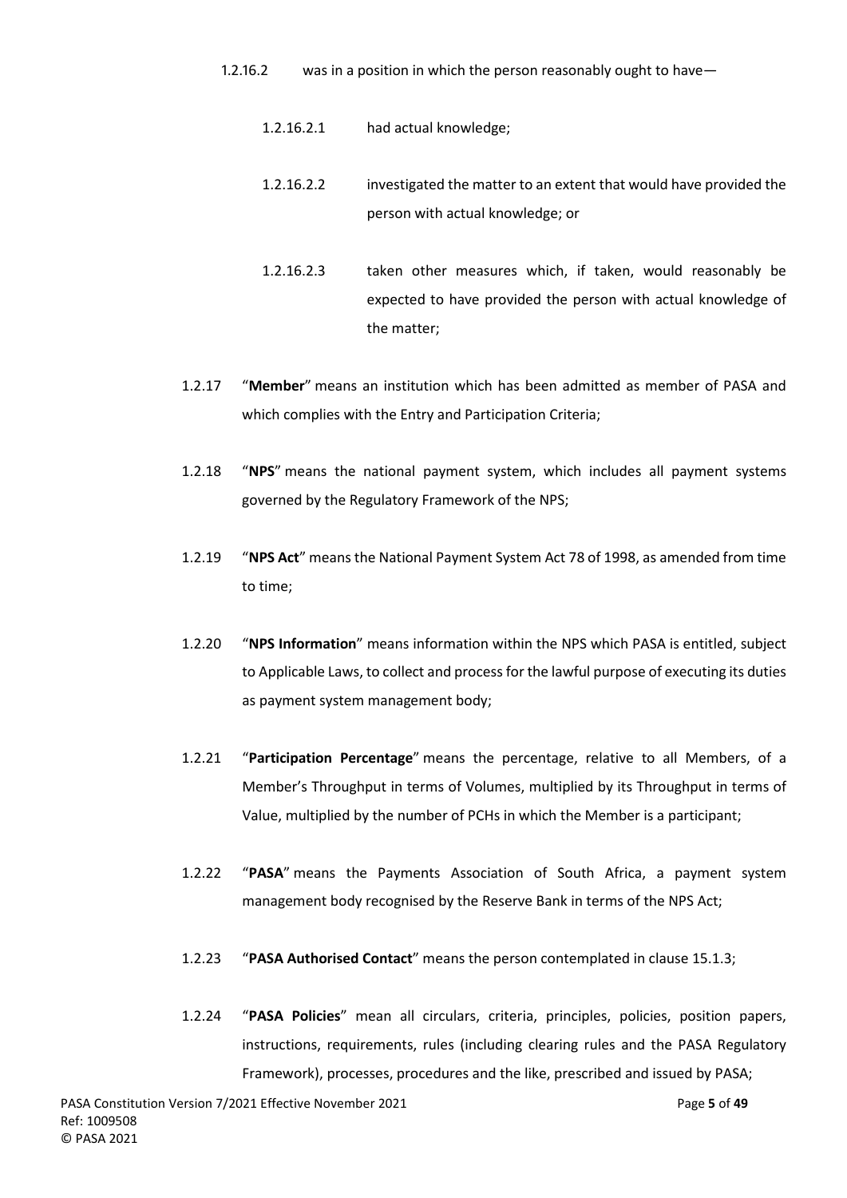1.2.16.2 was in a position in which the person reasonably ought to have—

1.2.16.2.1 had actual knowledge;

1.2.16.2.2 investigated the matter to an extent that would have provided the person with actual knowledge; or

1.2.16.2.3 taken other measures which, if taken, would reasonably be expected to have provided the person with actual knowledge of the matter;

1.2.17 "**Member**" means an institution which has been admitted as member of PASA and which complies with the Entry and Participation Criteria;

1.2.18 "**NPS**" means the national payment system, which includes all payment systems governed by the Regulatory Framework of the NPS;

1.2.19 "**NPS Act**" means the National Payment System Act 78 of 1998, as amended from time to time;

1.2.20 "**NPS Information**" means information within the NPS which PASA is entitled, subject to Applicable Laws, to collect and process for the lawful purpose of executing its duties as payment system management body;

1.2.21 "**Participation Percentage**" means the percentage, relative to all Members, of a Member's Throughput in terms of Volumes, multiplied by its Throughput in terms of Value, multiplied by the number of PCHs in which the Member is a participant;

1.2.22 "**PASA**" means the Payments Association of South Africa, a payment system management body recognised by the Reserve Bank in terms of the NPS Act;

1.2.23 "**PASA Authorised Contact**" means the person contemplated in clause 15.1.3;

1.2.24 "**PASA Policies**" mean all circulars, criteria, principles, policies, position papers, instructions, requirements, rules (including clearing rules and the PASA Regulatory Framework), processes, procedures and the like, prescribed and issued by PASA;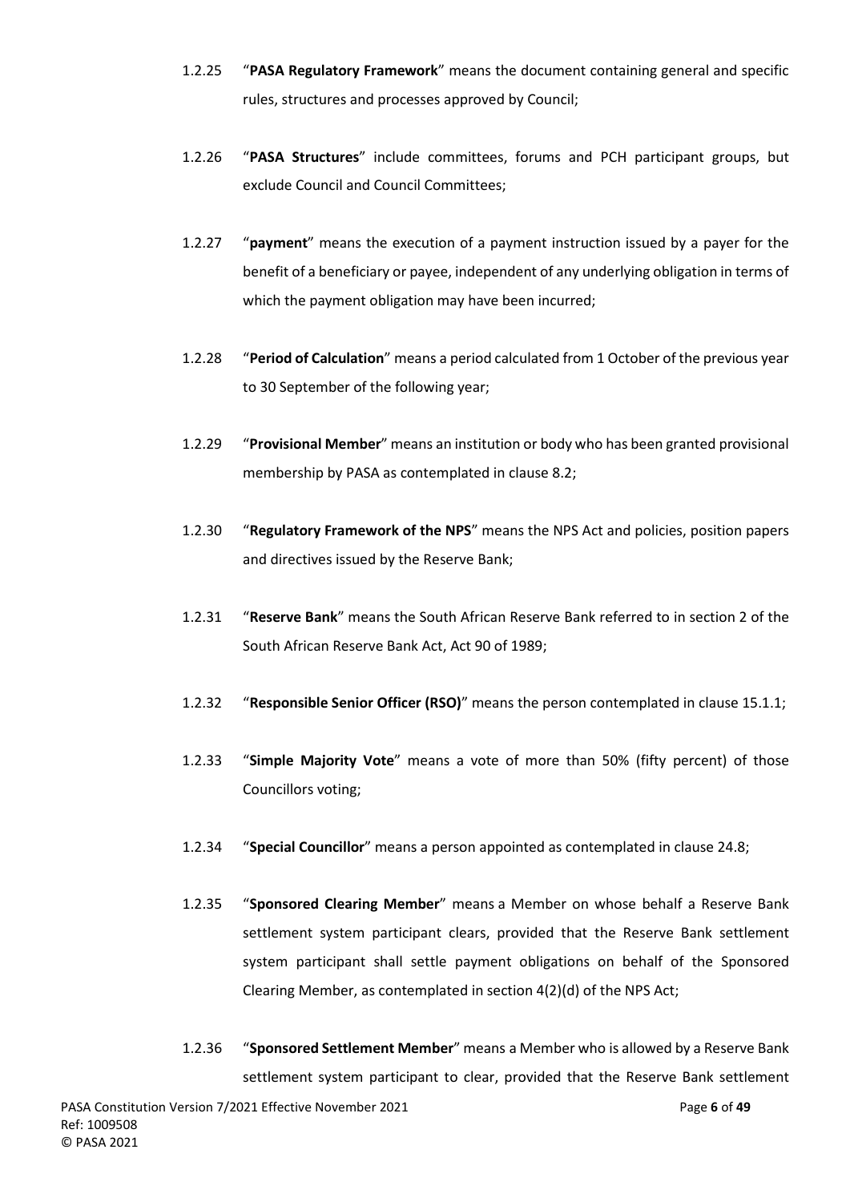1.2.25 "**PASA Regulatory Framework**" means the document containing general and specific rules, structures and processes approved by Council;

1.2.26 "**PASA Structures**" include committees, forums and PCH participant groups, but exclude Council and Council Committees;

1.2.27 "**payment**" means the execution of a payment instruction issued by a payer for the benefit of a beneficiary or payee, independent of any underlying obligation in terms of which the payment obligation may have been incurred;

1.2.28 "**Period of Calculation**" means a period calculated from 1 October of the previous year to 30 September of the following year;

1.2.29 "**Provisional Member**" means an institution or body who has been granted provisional membership by PASA as contemplated in clause 8.2;

1.2.30 "**Regulatory Framework of the NPS**" means the NPS Act and policies, position papers and directives issued by the Reserve Bank;

1.2.31 "**Reserve Bank**" means the South African Reserve Bank referred to in section 2 of the South African Reserve Bank Act, Act 90 of 1989;

1.2.32 "**Responsible Senior Officer (RSO)**" means the person contemplated in clause 15.1.1;

1.2.33 "**Simple Majority Vote**" means a vote of more than 50% (fifty percent) of those Councillors voting;

1.2.34 "**Special Councillor**" means a person appointed as contemplated in clause 24.8;

1.2.35 "**Sponsored Clearing Member**" means a Member on whose behalf a Reserve Bank settlement system participant clears, provided that the Reserve Bank settlement system participant shall settle payment obligations on behalf of the Sponsored Clearing Member, as contemplated in section 4(2)(d) of the NPS Act;

1.2.36 "**Sponsored Settlement Member**" means a Member who is allowed by a Reserve Bank settlement system participant to clear, provided that the Reserve Bank settlement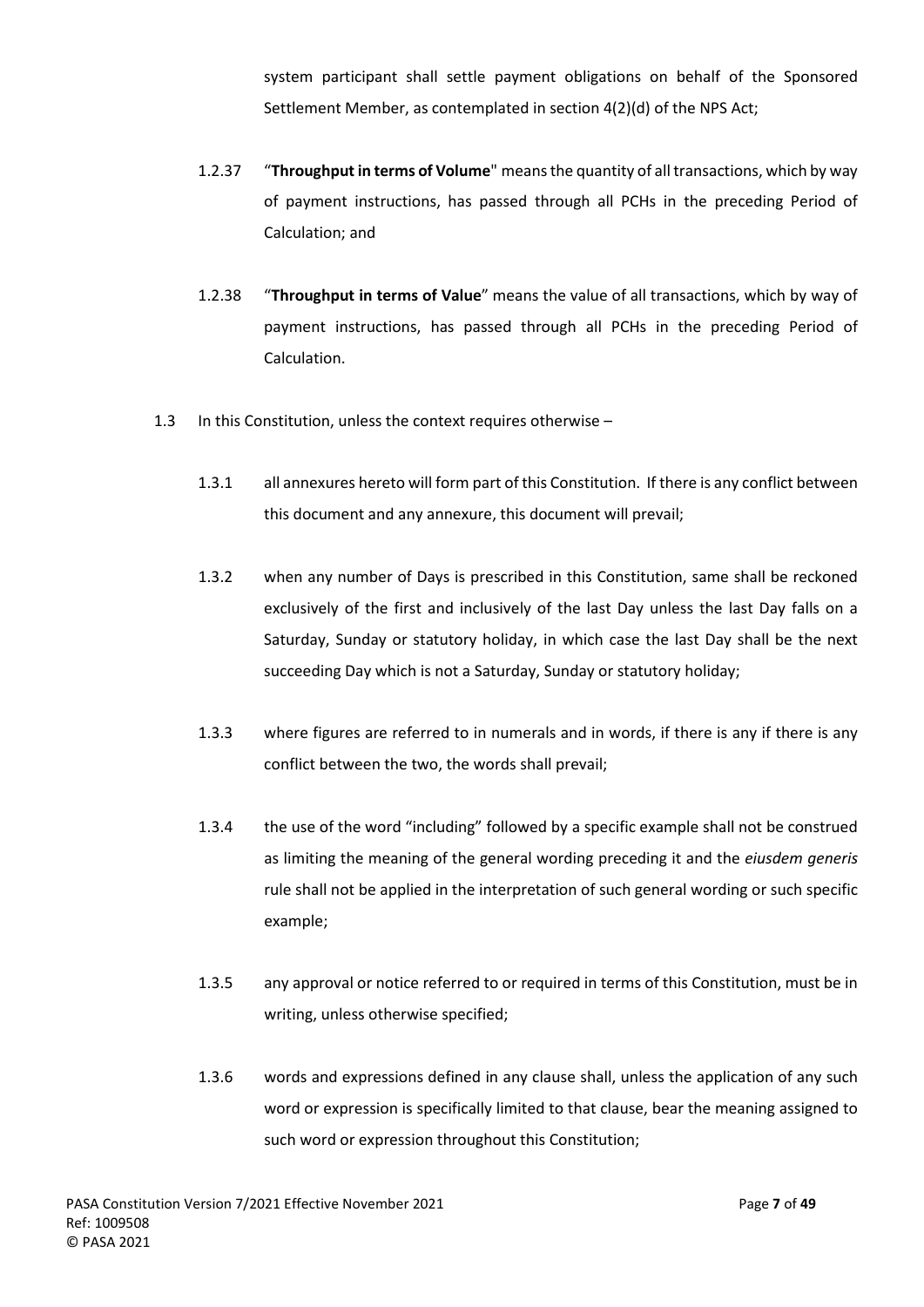system participant shall settle payment obligations on behalf of the Sponsored Settlement Member, as contemplated in section 4(2)(d) of the NPS Act;

1.2.37 "**Throughput in terms of Volume**" means the quantity of all transactions, which by way of payment instructions, has passed through all PCHs in the preceding Period of Calculation; and

1.2.38 "**Throughput in terms of Value**" means the value of all transactions, which by way of payment instructions, has passed through all PCHs in the preceding Period of Calculation.

1.3 In this Constitution, unless the context requires otherwise –

1.3.1 all annexures hereto will form part of this Constitution. If there is any conflict between this document and any annexure, this document will prevail;

1.3.2 when any number of Days is prescribed in this Constitution, same shall be reckoned exclusively of the first and inclusively of the last Day unless the last Day falls on a Saturday, Sunday or statutory holiday, in which case the last Day shall be the next succeeding Day which is not a Saturday, Sunday or statutory holiday;

1.3.3 where figures are referred to in numerals and in words, if there is any if there is any conflict between the two, the words shall prevail;

1.3.4 the use of the word "including" followed by a specific example shall not be construed as limiting the meaning of the general wording preceding it and the *eiusdem generis* rule shall not be applied in the interpretation of such general wording or such specific example;

1.3.5 any approval or notice referred to or required in terms of this Constitution, must be in writing, unless otherwise specified;

1.3.6 words and expressions defined in any clause shall, unless the application of any such word or expression is specifically limited to that clause, bear the meaning assigned to such word or expression throughout this Constitution;

PASA Constitution Version 7/2021 Effective November 2021
Ref: 1009508
© PASA 2021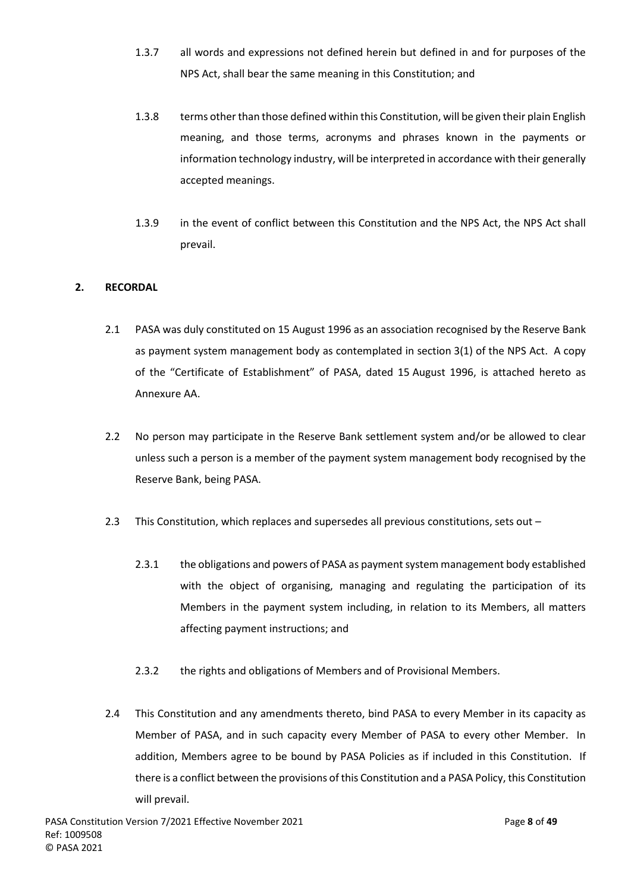1.3.7 all words and expressions not defined herein but defined in and for purposes of the NPS Act, shall bear the same meaning in this Constitution; and

1.3.8 terms other than those defined within this Constitution, will be given their plain English meaning, and those terms, acronyms and phrases known in the payments or information technology industry, will be interpreted in accordance with their generally accepted meanings.

1.3.9 in the event of conflict between this Constitution and the NPS Act, the NPS Act shall prevail.

## 2. RECORDAL

2.1 PASA was duly constituted on 15 August 1996 as an association recognised by the Reserve Bank as payment system management body as contemplated in section 3(1) of the NPS Act. A copy of the "Certificate of Establishment" of PASA, dated 15 August 1996, is attached hereto as Annexure AA.

2.2 No person may participate in the Reserve Bank settlement system and/or be allowed to clear unless such a person is a member of the payment system management body recognised by the Reserve Bank, being PASA.

2.3 This Constitution, which replaces and supersedes all previous constitutions, sets out –

2.3.1 the obligations and powers of PASA as payment system management body established with the object of organising, managing and regulating the participation of its Members in the payment system including, in relation to its Members, all matters affecting payment instructions; and

2.3.2 the rights and obligations of Members and of Provisional Members.

2.4 This Constitution and any amendments thereto, bind PASA to every Member in its capacity as Member of PASA, and in such capacity every Member of PASA to every other Member. In addition, Members agree to be bound by PASA Policies as if included in this Constitution. If there is a conflict between the provisions of this Constitution and a PASA Policy, this Constitution will prevail.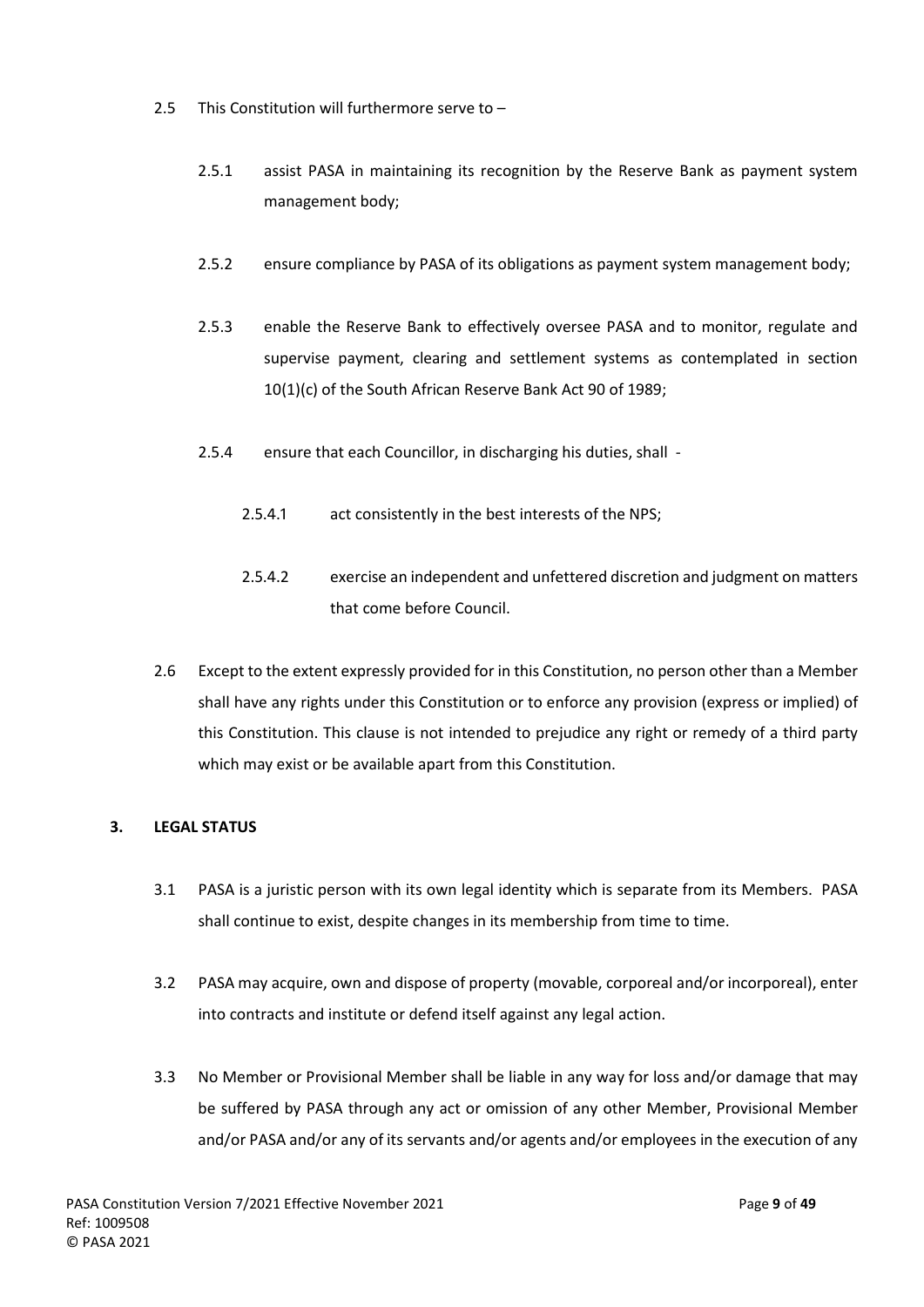2.5 This Constitution will furthermore serve to –

2.5.1 assist PASA in maintaining its recognition by the Reserve Bank as payment system management body;

2.5.2 ensure compliance by PASA of its obligations as payment system management body;

2.5.3 enable the Reserve Bank to effectively oversee PASA and to monitor, regulate and supervise payment, clearing and settlement systems as contemplated in section 10(1)(c) of the South African Reserve Bank Act 90 of 1989;

2.5.4 ensure that each Councillor, in discharging his duties, shall -

2.5.4.1 act consistently in the best interests of the NPS;

2.5.4.2 exercise an independent and unfettered discretion and judgment on matters that come before Council.

2.6 Except to the extent expressly provided for in this Constitution, no person other than a Member shall have any rights under this Constitution or to enforce any provision (express or implied) of this Constitution. This clause is not intended to prejudice any right or remedy of a third party which may exist or be available apart from this Constitution.

## 3. LEGAL STATUS

3.1 PASA is a juristic person with its own legal identity which is separate from its Members. PASA shall continue to exist, despite changes in its membership from time to time.

3.2 PASA may acquire, own and dispose of property (movable, corporeal and/or incorporeal), enter into contracts and institute or defend itself against any legal action.

3.3 No Member or Provisional Member shall be liable in any way for loss and/or damage that may be suffered by PASA through any act or omission of any other Member, Provisional Member and/or PASA and/or any of its servants and/or agents and/or employees in the execution of any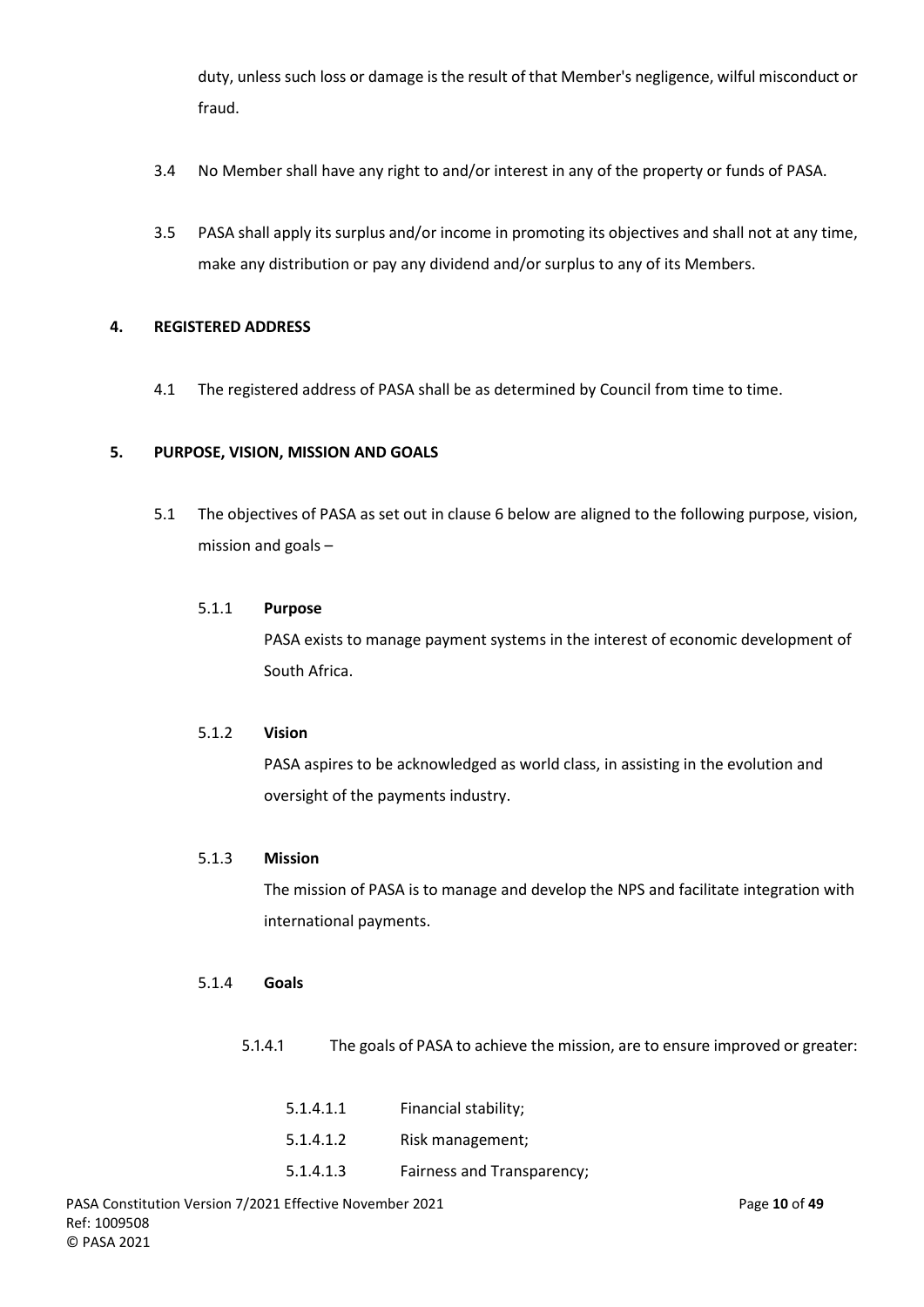duty, unless such loss or damage is the result of that Member's negligence, wilful misconduct or fraud.

3.4 No Member shall have any right to and/or interest in any of the property or funds of PASA.

3.5 PASA shall apply its surplus and/or income in promoting its objectives and shall not at any time, make any distribution or pay any dividend and/or surplus to any of its Members.

## 4. REGISTERED ADDRESS

4.1 The registered address of PASA shall be as determined by Council from time to time.

## 5. PURPOSE, VISION, MISSION AND GOALS

5.1 The objectives of PASA as set out in clause 6 below are aligned to the following purpose, vision, mission and goals –

5.1.1 **Purpose**

PASA exists to manage payment systems in the interest of economic development of South Africa.

5.1.2 **Vision**

PASA aspires to be acknowledged as world class, in assisting in the evolution and oversight of the payments industry.

5.1.3 **Mission**

The mission of PASA is to manage and develop the NPS and facilitate integration with international payments.

5.1.4 **Goals**

5.1.4.1 The goals of PASA to achieve the mission, are to ensure improved or greater:

5.1.4.1.1 Financial stability;

5.1.4.1.2 Risk management;

5.1.4.1.3 Fairness and Transparency;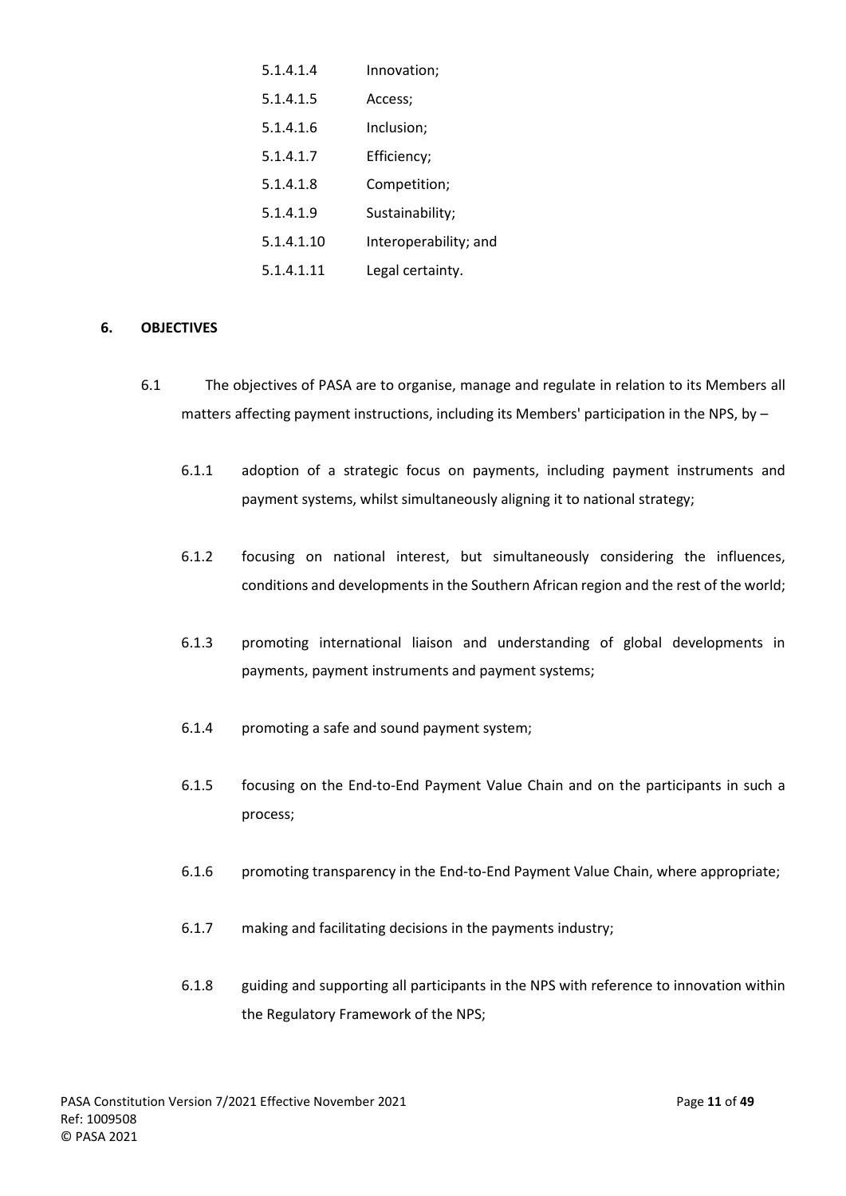5.1.4.1.4 Innovation;

5.1.4.1.5 Access;

5.1.4.1.6 Inclusion;

5.1.4.1.7 Efficiency;

5.1.4.1.8 Competition;

5.1.4.1.9 Sustainability;

5.1.4.1.10 Interoperability; and

5.1.4.1.11 Legal certainty.

## 6. OBJECTIVES

6.1 The objectives of PASA are to organise, manage and regulate in relation to its Members all matters affecting payment instructions, including its Members' participation in the NPS, by –

6.1.1 adoption of a strategic focus on payments, including payment instruments and payment systems, whilst simultaneously aligning it to national strategy;

6.1.2 focusing on national interest, but simultaneously considering the influences, conditions and developments in the Southern African region and the rest of the world;

6.1.3 promoting international liaison and understanding of global developments in payments, payment instruments and payment systems;

6.1.4 promoting a safe and sound payment system;

6.1.5 focusing on the End-to-End Payment Value Chain and on the participants in such a process;

6.1.6 promoting transparency in the End-to-End Payment Value Chain, where appropriate;

6.1.7 making and facilitating decisions in the payments industry;

6.1.8 guiding and supporting all participants in the NPS with reference to innovation within the Regulatory Framework of the NPS;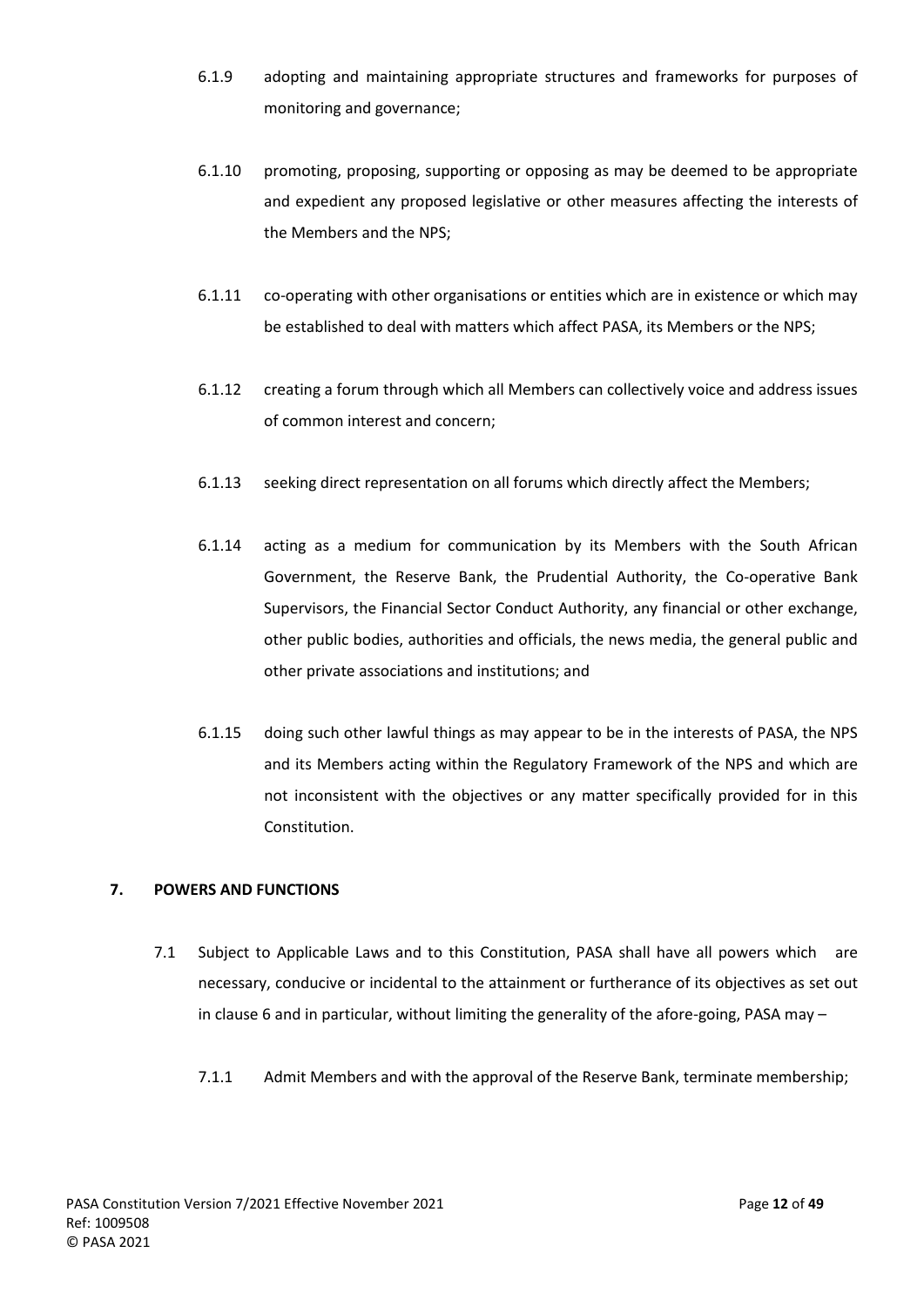6.1.9 adopting and maintaining appropriate structures and frameworks for purposes of monitoring and governance;

6.1.10 promoting, proposing, supporting or opposing as may be deemed to be appropriate and expedient any proposed legislative or other measures affecting the interests of the Members and the NPS;

6.1.11 co-operating with other organisations or entities which are in existence or which may be established to deal with matters which affect PASA, its Members or the NPS;

6.1.12 creating a forum through which all Members can collectively voice and address issues of common interest and concern;

6.1.13 seeking direct representation on all forums which directly affect the Members;

6.1.14 acting as a medium for communication by its Members with the South African Government, the Reserve Bank, the Prudential Authority, the Co-operative Bank Supervisors, the Financial Sector Conduct Authority, any financial or other exchange, other public bodies, authorities and officials, the news media, the general public and other private associations and institutions; and

6.1.15 doing such other lawful things as may appear to be in the interests of PASA, the NPS and its Members acting within the Regulatory Framework of the NPS and which are not inconsistent with the objectives or any matter specifically provided for in this Constitution.

## 7. POWERS AND FUNCTIONS

7.1 Subject to Applicable Laws and to this Constitution, PASA shall have all powers which are necessary, conducive or incidental to the attainment or furtherance of its objectives as set out in clause 6 and in particular, without limiting the generality of the afore-going, PASA may –

7.1.1 Admit Members and with the approval of the Reserve Bank, terminate membership;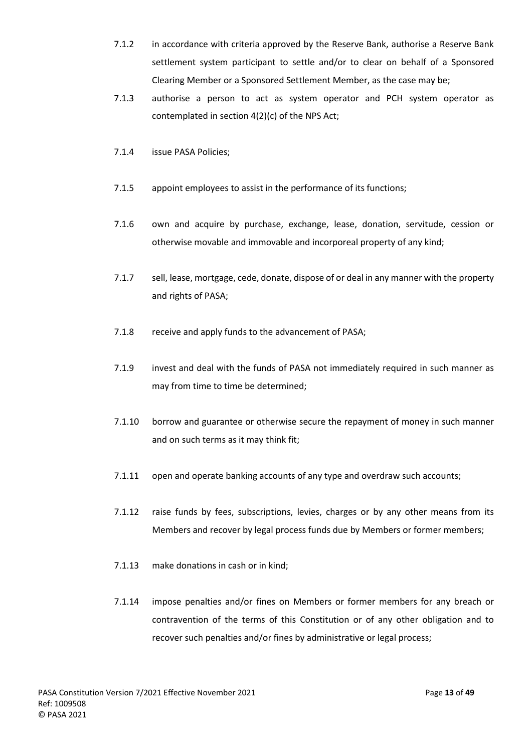7.1.2 in accordance with criteria approved by the Reserve Bank, authorise a Reserve Bank settlement system participant to settle and/or to clear on behalf of a Sponsored Clearing Member or a Sponsored Settlement Member, as the case may be;

7.1.3 authorise a person to act as system operator and PCH system operator as contemplated in section 4(2)(c) of the NPS Act;

7.1.4 issue PASA Policies;

7.1.5 appoint employees to assist in the performance of its functions;

7.1.6 own and acquire by purchase, exchange, lease, donation, servitude, cession or otherwise movable and immovable and incorporeal property of any kind;

7.1.7 sell, lease, mortgage, cede, donate, dispose of or deal in any manner with the property and rights of PASA;

7.1.8 receive and apply funds to the advancement of PASA;

7.1.9 invest and deal with the funds of PASA not immediately required in such manner as may from time to time be determined;

7.1.10 borrow and guarantee or otherwise secure the repayment of money in such manner and on such terms as it may think fit;

7.1.11 open and operate banking accounts of any type and overdraw such accounts;

7.1.12 raise funds by fees, subscriptions, levies, charges or by any other means from its Members and recover by legal process funds due by Members or former members;

7.1.13 make donations in cash or in kind;

7.1.14 impose penalties and/or fines on Members or former members for any breach or contravention of the terms of this Constitution or of any other obligation and to recover such penalties and/or fines by administrative or legal process;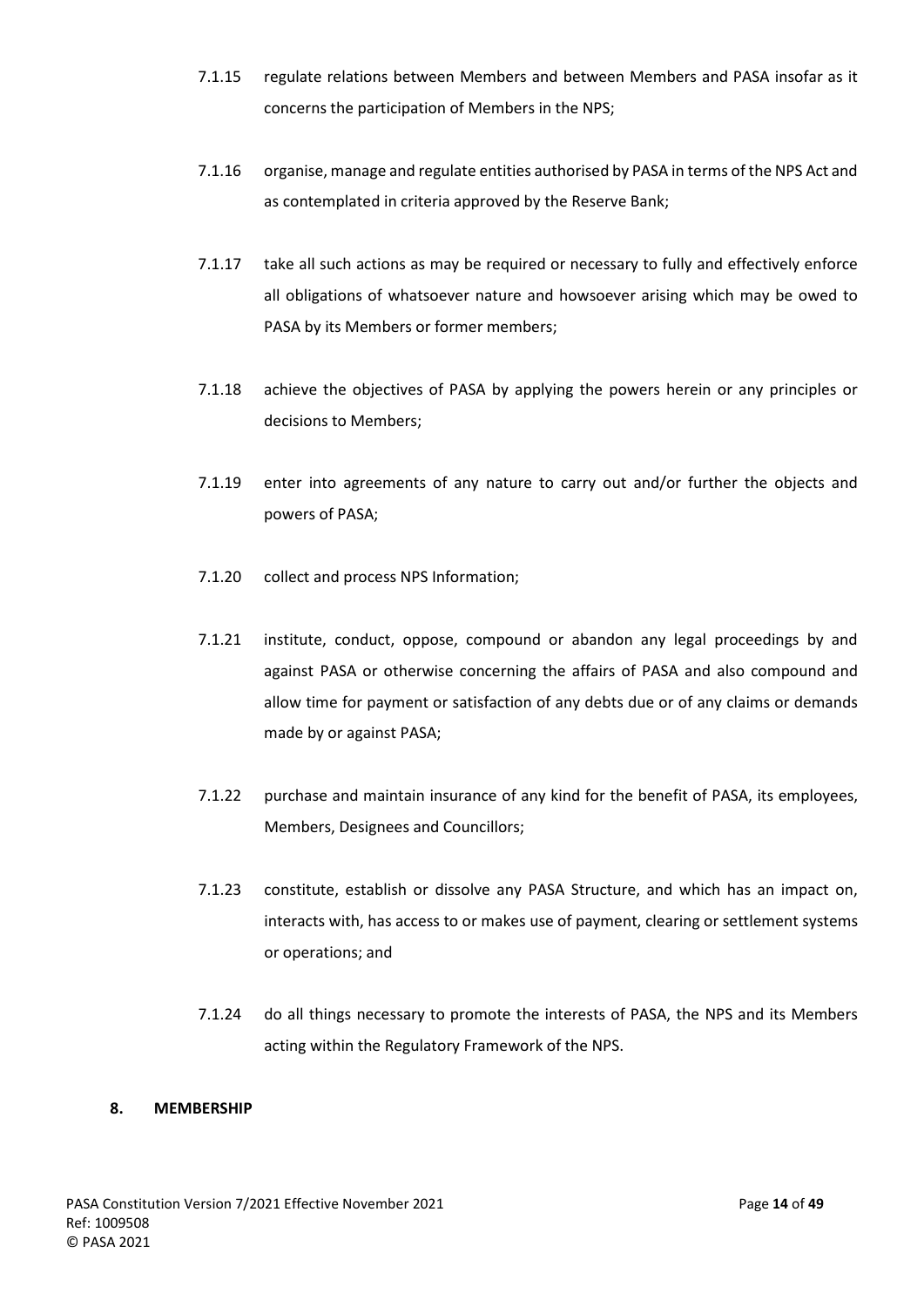7.1.15 regulate relations between Members and between Members and PASA insofar as it concerns the participation of Members in the NPS;

7.1.16 organise, manage and regulate entities authorised by PASA in terms of the NPS Act and as contemplated in criteria approved by the Reserve Bank;

7.1.17 take all such actions as may be required or necessary to fully and effectively enforce all obligations of whatsoever nature and howsoever arising which may be owed to PASA by its Members or former members;

7.1.18 achieve the objectives of PASA by applying the powers herein or any principles or decisions to Members;

7.1.19 enter into agreements of any nature to carry out and/or further the objects and powers of PASA;

7.1.20 collect and process NPS Information;

7.1.21 institute, conduct, oppose, compound or abandon any legal proceedings by and against PASA or otherwise concerning the affairs of PASA and also compound and allow time for payment or satisfaction of any debts due or of any claims or demands made by or against PASA;

7.1.22 purchase and maintain insurance of any kind for the benefit of PASA, its employees, Members, Designees and Councillors;

7.1.23 constitute, establish or dissolve any PASA Structure, and which has an impact on, interacts with, has access to or makes use of payment, clearing or settlement systems or operations; and

7.1.24 do all things necessary to promote the interests of PASA, the NPS and its Members acting within the Regulatory Framework of the NPS.

## 8. MEMBERSHIP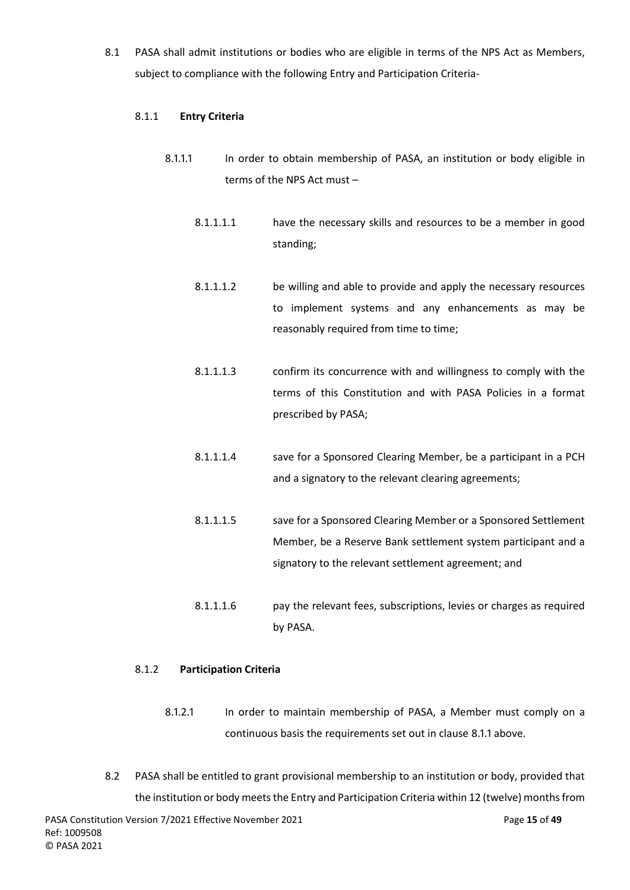8.1 PASA shall admit institutions or bodies who are eligible in terms of the NPS Act as Members, subject to compliance with the following Entry and Participation Criteria-

8.1.1 **Entry Criteria**

8.1.1.1 In order to obtain membership of PASA, an institution or body eligible in terms of the NPS Act must –

8.1.1.1.1 have the necessary skills and resources to be a member in good standing;

8.1.1.1.2 be willing and able to provide and apply the necessary resources to implement systems and any enhancements as may be reasonably required from time to time;

8.1.1.1.3 confirm its concurrence with and willingness to comply with the terms of this Constitution and with PASA Policies in a format prescribed by PASA;

8.1.1.1.4 save for a Sponsored Clearing Member, be a participant in a PCH and a signatory to the relevant clearing agreements;

8.1.1.1.5 save for a Sponsored Clearing Member or a Sponsored Settlement Member, be a Reserve Bank settlement system participant and a signatory to the relevant settlement agreement; and

8.1.1.1.6 pay the relevant fees, subscriptions, levies or charges as required by PASA.

8.1.2 **Participation Criteria**

8.1.2.1 In order to maintain membership of PASA, a Member must comply on a continuous basis the requirements set out in clause 8.1.1 above.

8.2 PASA shall be entitled to grant provisional membership to an institution or body, provided that the institution or body meets the Entry and Participation Criteria within 12 (twelve) months from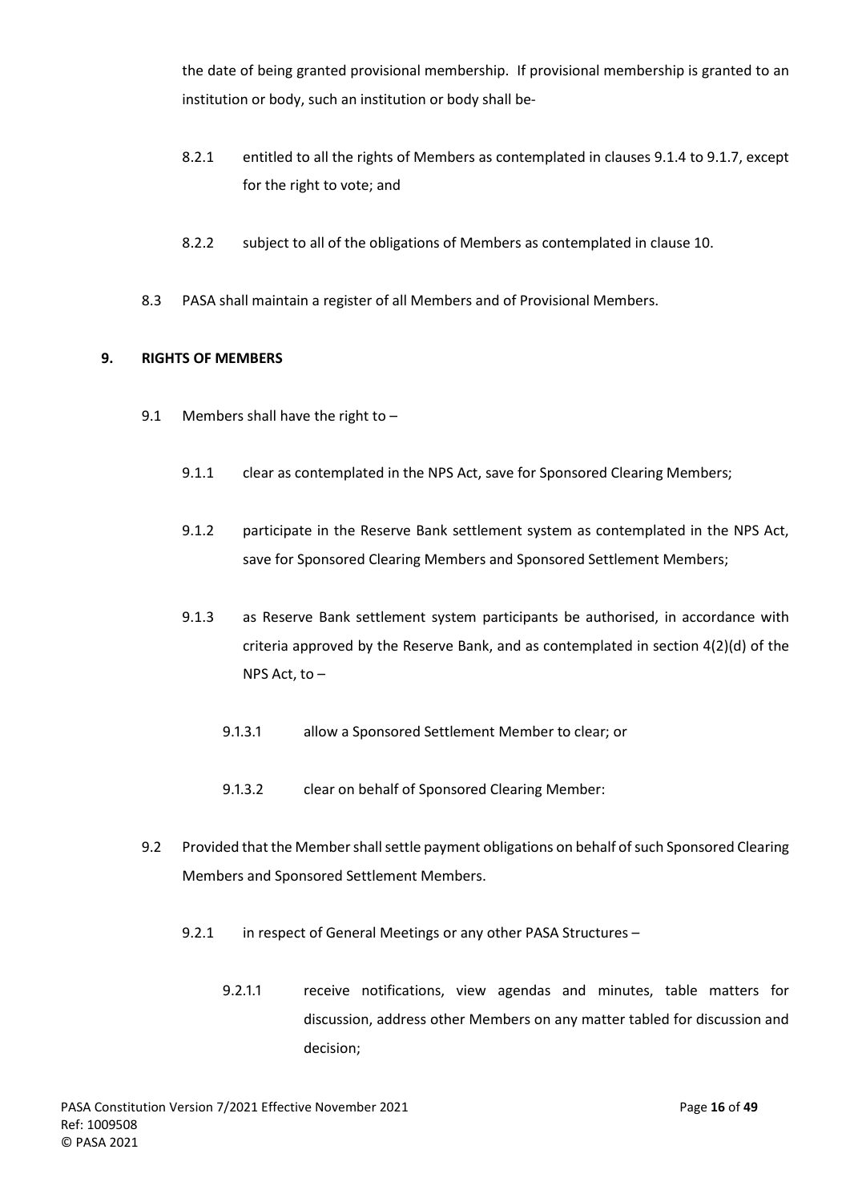the date of being granted provisional membership. If provisional membership is granted to an institution or body, such an institution or body shall be-

8.2.1 entitled to all the rights of Members as contemplated in clauses 9.1.4 to 9.1.7, except for the right to vote; and

8.2.2 subject to all of the obligations of Members as contemplated in clause 10.

8.3 PASA shall maintain a register of all Members and of Provisional Members.

## 9. RIGHTS OF MEMBERS

9.1 Members shall have the right to –

9.1.1 clear as contemplated in the NPS Act, save for Sponsored Clearing Members;

9.1.2 participate in the Reserve Bank settlement system as contemplated in the NPS Act, save for Sponsored Clearing Members and Sponsored Settlement Members;

9.1.3 as Reserve Bank settlement system participants be authorised, in accordance with criteria approved by the Reserve Bank, and as contemplated in section 4(2)(d) of the NPS Act, to –

9.1.3.1 allow a Sponsored Settlement Member to clear; or

9.1.3.2 clear on behalf of Sponsored Clearing Member:

9.2 Provided that the Member shall settle payment obligations on behalf of such Sponsored Clearing Members and Sponsored Settlement Members.

9.2.1 in respect of General Meetings or any other PASA Structures –

9.2.1.1 receive notifications, view agendas and minutes, table matters for discussion, address other Members on any matter tabled for discussion and decision;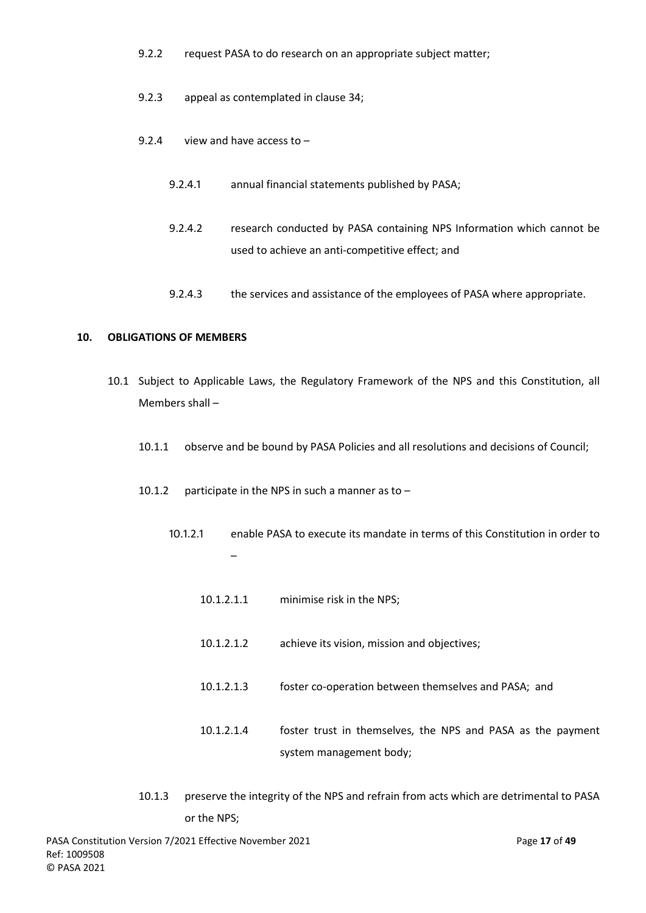9.2.2 request PASA to do research on an appropriate subject matter;

9.2.3 appeal as contemplated in clause 34;

9.2.4 view and have access to –

9.2.4.1 annual financial statements published by PASA;

9.2.4.2 research conducted by PASA containing NPS Information which cannot be used to achieve an anti-competitive effect; and

9.2.4.3 the services and assistance of the employees of PASA where appropriate.

**10. OBLIGATIONS OF MEMBERS**

10.1 Subject to Applicable Laws, the Regulatory Framework of the NPS and this Constitution, all Members shall –

10.1.1 observe and be bound by PASA Policies and all resolutions and decisions of Council;

10.1.2 participate in the NPS in such a manner as to –

10.1.2.1 enable PASA to execute its mandate in terms of this Constitution in order to –

10.1.2.1.1 minimise risk in the NPS;

10.1.2.1.2 achieve its vision, mission and objectives;

10.1.2.1.3 foster co-operation between themselves and PASA; and

10.1.2.1.4 foster trust in themselves, the NPS and PASA as the payment system management body;

10.1.3 preserve the integrity of the NPS and refrain from acts which are detrimental to PASA or the NPS;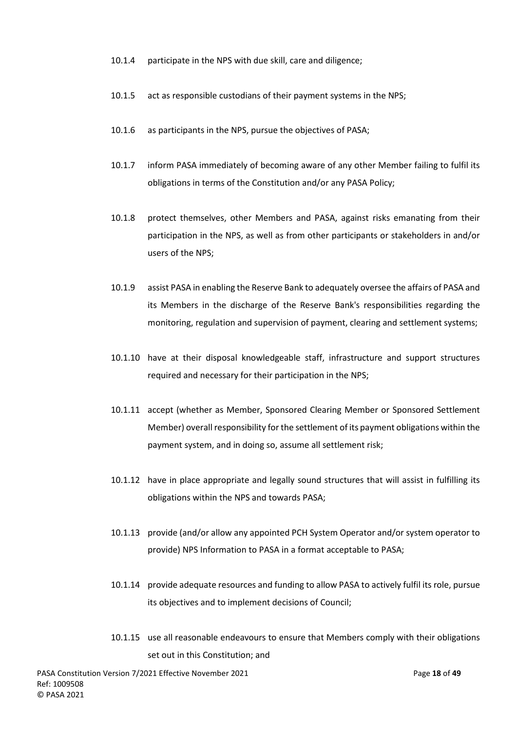10.1.4 participate in the NPS with due skill, care and diligence;

10.1.5 act as responsible custodians of their payment systems in the NPS;

10.1.6 as participants in the NPS, pursue the objectives of PASA;

10.1.7 inform PASA immediately of becoming aware of any other Member failing to fulfil its obligations in terms of the Constitution and/or any PASA Policy;

10.1.8 protect themselves, other Members and PASA, against risks emanating from their participation in the NPS, as well as from other participants or stakeholders in and/or users of the NPS;

10.1.9 assist PASA in enabling the Reserve Bank to adequately oversee the affairs of PASA and its Members in the discharge of the Reserve Bank's responsibilities regarding the monitoring, regulation and supervision of payment, clearing and settlement systems;

10.1.10 have at their disposal knowledgeable staff, infrastructure and support structures required and necessary for their participation in the NPS;

10.1.11 accept (whether as Member, Sponsored Clearing Member or Sponsored Settlement Member) overall responsibility for the settlement of its payment obligations within the payment system, and in doing so, assume all settlement risk;

10.1.12 have in place appropriate and legally sound structures that will assist in fulfilling its obligations within the NPS and towards PASA;

10.1.13 provide (and/or allow any appointed PCH System Operator and/or system operator to provide) NPS Information to PASA in a format acceptable to PASA;

10.1.14 provide adequate resources and funding to allow PASA to actively fulfil its role, pursue its objectives and to implement decisions of Council;

10.1.15 use all reasonable endeavours to ensure that Members comply with their obligations set out in this Constitution; and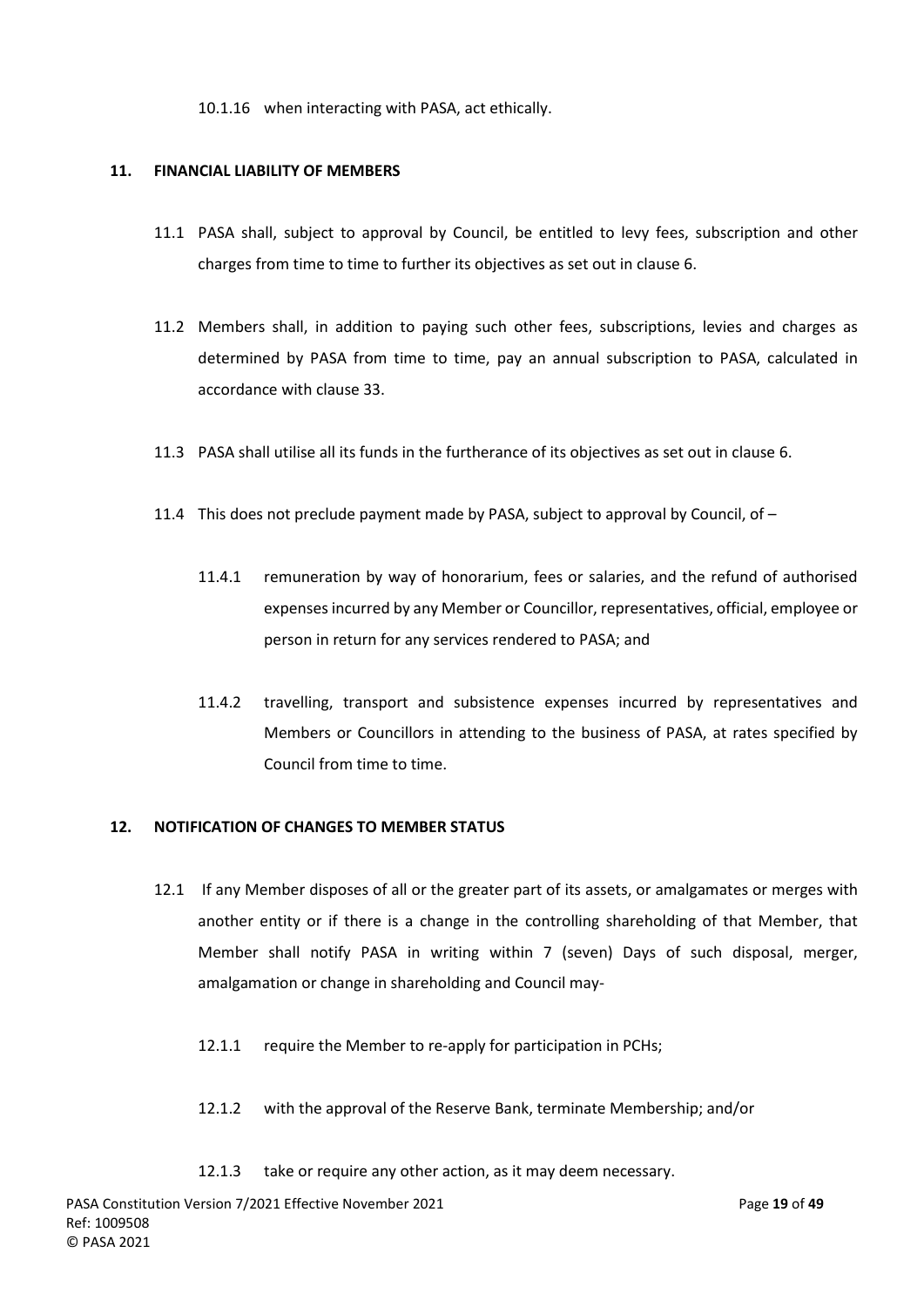10.1.16 when interacting with PASA, act ethically.

## 11. FINANCIAL LIABILITY OF MEMBERS

11.1 PASA shall, subject to approval by Council, be entitled to levy fees, subscription and other charges from time to time to further its objectives as set out in clause 6.

11.2 Members shall, in addition to paying such other fees, subscriptions, levies and charges as determined by PASA from time to time, pay an annual subscription to PASA, calculated in accordance with clause 33.

11.3 PASA shall utilise all its funds in the furtherance of its objectives as set out in clause 6.

11.4 This does not preclude payment made by PASA, subject to approval by Council, of –

11.4.1 remuneration by way of honorarium, fees or salaries, and the refund of authorised expenses incurred by any Member or Councillor, representatives, official, employee or person in return for any services rendered to PASA; and

11.4.2 travelling, transport and subsistence expenses incurred by representatives and Members or Councillors in attending to the business of PASA, at rates specified by Council from time to time.

## 12. NOTIFICATION OF CHANGES TO MEMBER STATUS

12.1 If any Member disposes of all or the greater part of its assets, or amalgamates or merges with another entity or if there is a change in the controlling shareholding of that Member, that Member shall notify PASA in writing within 7 (seven) Days of such disposal, merger, amalgamation or change in shareholding and Council may-

12.1.1 require the Member to re-apply for participation in PCHs;

12.1.2 with the approval of the Reserve Bank, terminate Membership; and/or

12.1.3 take or require any other action, as it may deem necessary.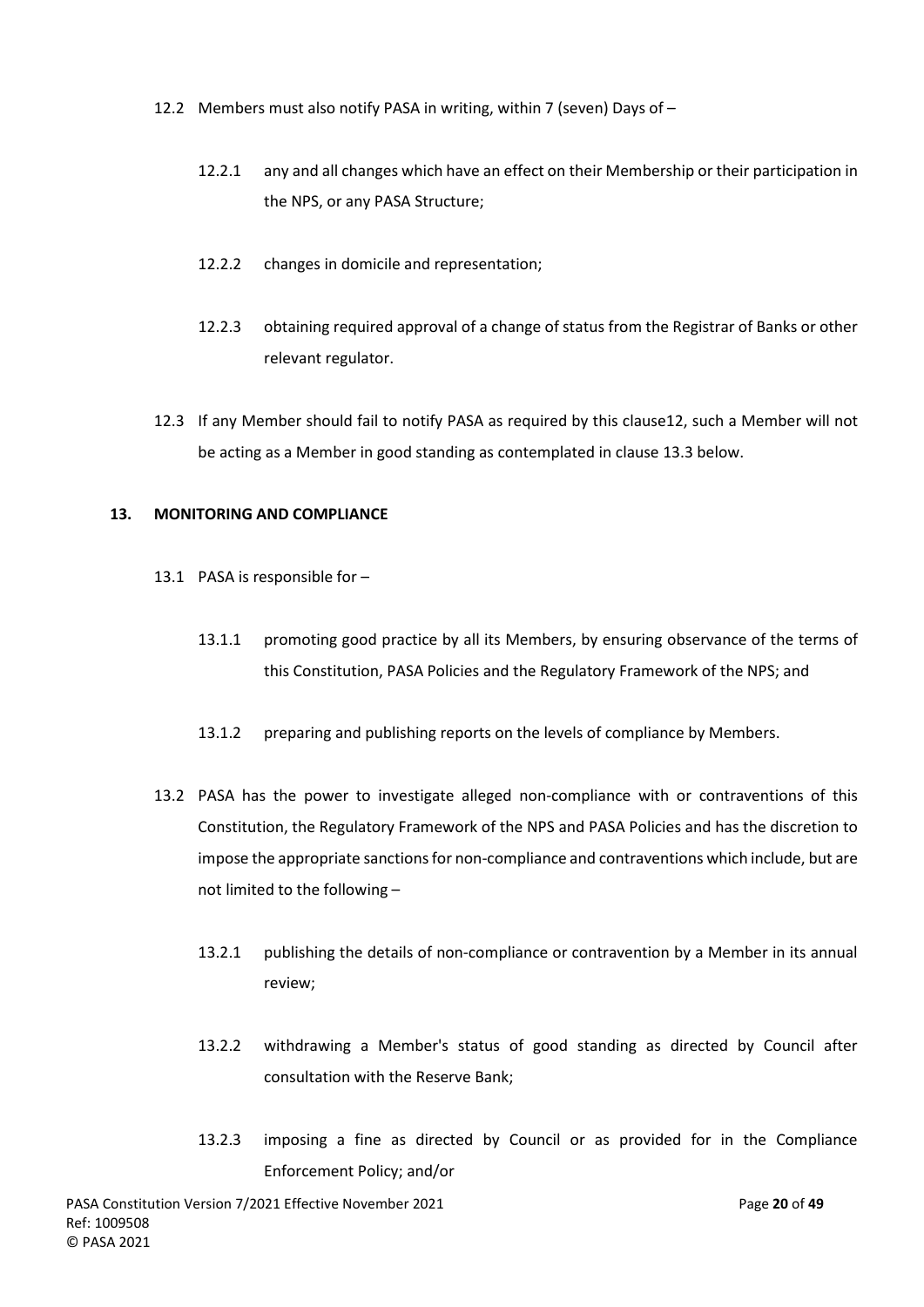12.2 Members must also notify PASA in writing, within 7 (seven) Days of –

12.2.1 any and all changes which have an effect on their Membership or their participation in the NPS, or any PASA Structure;

12.2.2 changes in domicile and representation;

12.2.3 obtaining required approval of a change of status from the Registrar of Banks or other relevant regulator.

12.3 If any Member should fail to notify PASA as required by this clause12, such a Member will not be acting as a Member in good standing as contemplated in clause 13.3 below.

**13. MONITORING AND COMPLIANCE**

13.1 PASA is responsible for –

13.1.1 promoting good practice by all its Members, by ensuring observance of the terms of this Constitution, PASA Policies and the Regulatory Framework of the NPS; and

13.1.2 preparing and publishing reports on the levels of compliance by Members.

13.2 PASA has the power to investigate alleged non-compliance with or contraventions of this Constitution, the Regulatory Framework of the NPS and PASA Policies and has the discretion to impose the appropriate sanctions for non-compliance and contraventions which include, but are not limited to the following –

13.2.1 publishing the details of non-compliance or contravention by a Member in its annual review;

13.2.2 withdrawing a Member's status of good standing as directed by Council after consultation with the Reserve Bank;

13.2.3 imposing a fine as directed by Council or as provided for in the Compliance Enforcement Policy; and/or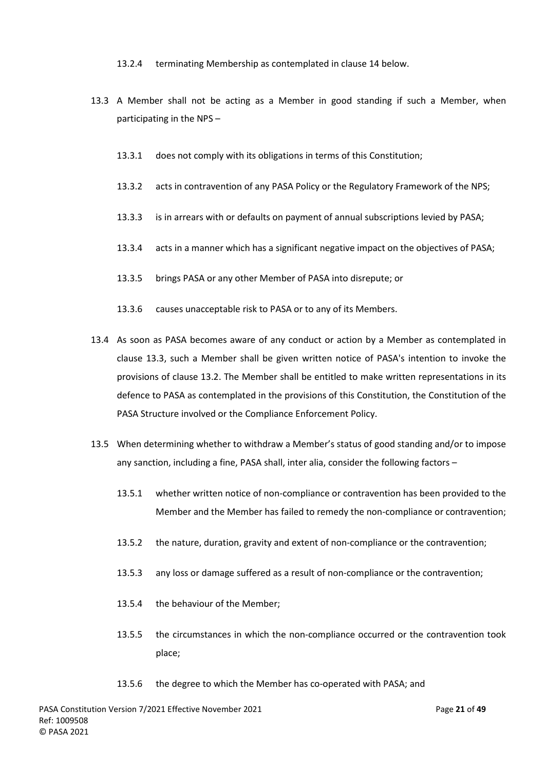13.2.4 terminating Membership as contemplated in clause 14 below.

13.3 A Member shall not be acting as a Member in good standing if such a Member, when participating in the NPS –

13.3.1 does not comply with its obligations in terms of this Constitution;

13.3.2 acts in contravention of any PASA Policy or the Regulatory Framework of the NPS;

13.3.3 is in arrears with or defaults on payment of annual subscriptions levied by PASA;

13.3.4 acts in a manner which has a significant negative impact on the objectives of PASA;

13.3.5 brings PASA or any other Member of PASA into disrepute; or

13.3.6 causes unacceptable risk to PASA or to any of its Members.

13.4 As soon as PASA becomes aware of any conduct or action by a Member as contemplated in clause 13.3, such a Member shall be given written notice of PASA's intention to invoke the provisions of clause 13.2. The Member shall be entitled to make written representations in its defence to PASA as contemplated in the provisions of this Constitution, the Constitution of the PASA Structure involved or the Compliance Enforcement Policy.

13.5 When determining whether to withdraw a Member's status of good standing and/or to impose any sanction, including a fine, PASA shall, inter alia, consider the following factors –

13.5.1 whether written notice of non-compliance or contravention has been provided to the Member and the Member has failed to remedy the non-compliance or contravention;

13.5.2 the nature, duration, gravity and extent of non-compliance or the contravention;

13.5.3 any loss or damage suffered as a result of non-compliance or the contravention;

13.5.4 the behaviour of the Member;

13.5.5 the circumstances in which the non-compliance occurred or the contravention took place;

13.5.6 the degree to which the Member has co-operated with PASA; and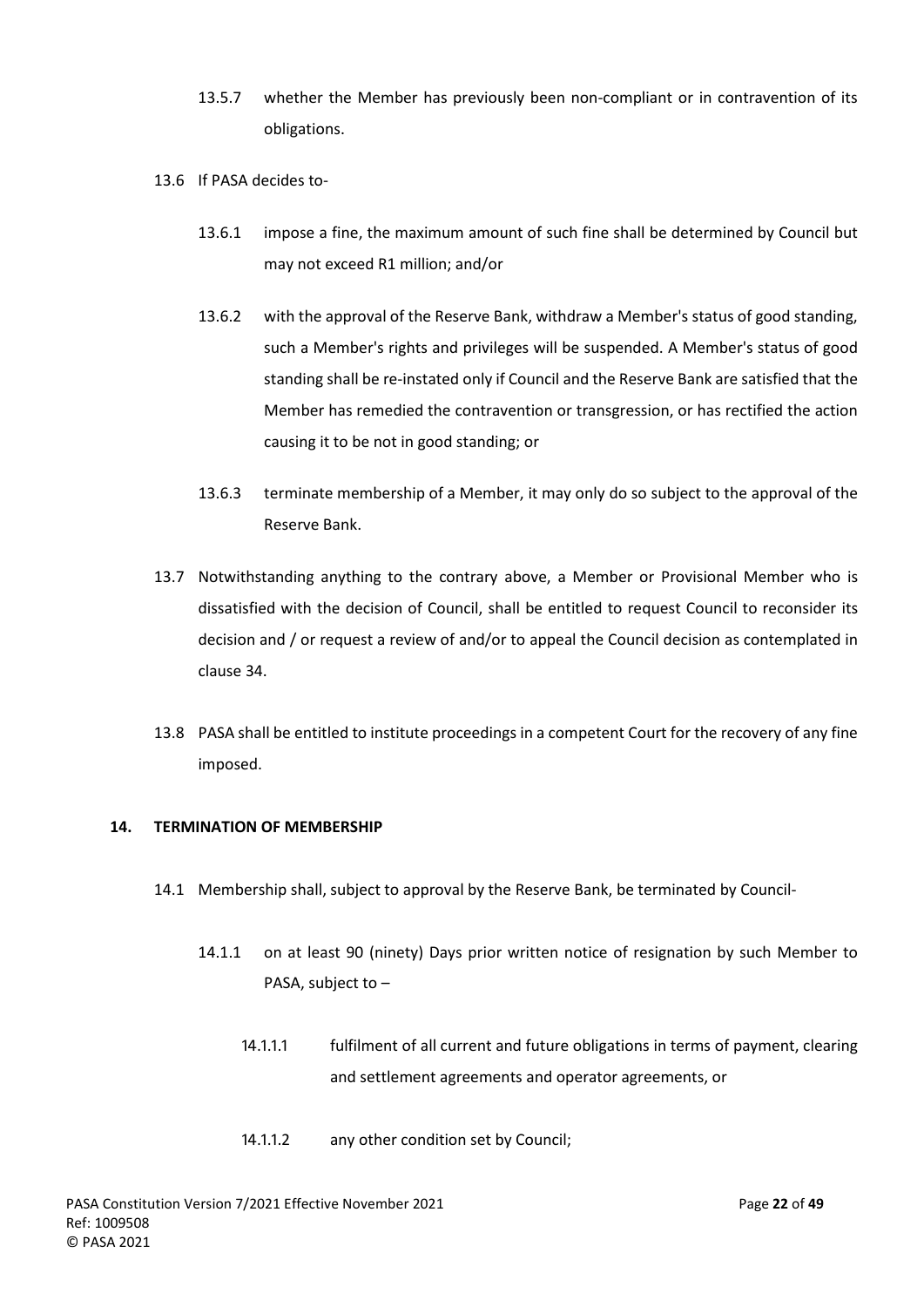13.5.7 whether the Member has previously been non-compliant or in contravention of its obligations.

13.6 If PASA decides to-

13.6.1 impose a fine, the maximum amount of such fine shall be determined by Council but may not exceed R1 million; and/or

13.6.2 with the approval of the Reserve Bank, withdraw a Member's status of good standing, such a Member's rights and privileges will be suspended. A Member's status of good standing shall be re-instated only if Council and the Reserve Bank are satisfied that the Member has remedied the contravention or transgression, or has rectified the action causing it to be not in good standing; or

13.6.3 terminate membership of a Member, it may only do so subject to the approval of the Reserve Bank.

13.7 Notwithstanding anything to the contrary above, a Member or Provisional Member who is dissatisfied with the decision of Council, shall be entitled to request Council to reconsider its decision and / or request a review of and/or to appeal the Council decision as contemplated in clause 34.

13.8 PASA shall be entitled to institute proceedings in a competent Court for the recovery of any fine imposed.

## 14. TERMINATION OF MEMBERSHIP

14.1 Membership shall, subject to approval by the Reserve Bank, be terminated by Council-

14.1.1 on at least 90 (ninety) Days prior written notice of resignation by such Member to PASA, subject to –

14.1.1.1 fulfilment of all current and future obligations in terms of payment, clearing and settlement agreements and operator agreements, or

14.1.1.2 any other condition set by Council;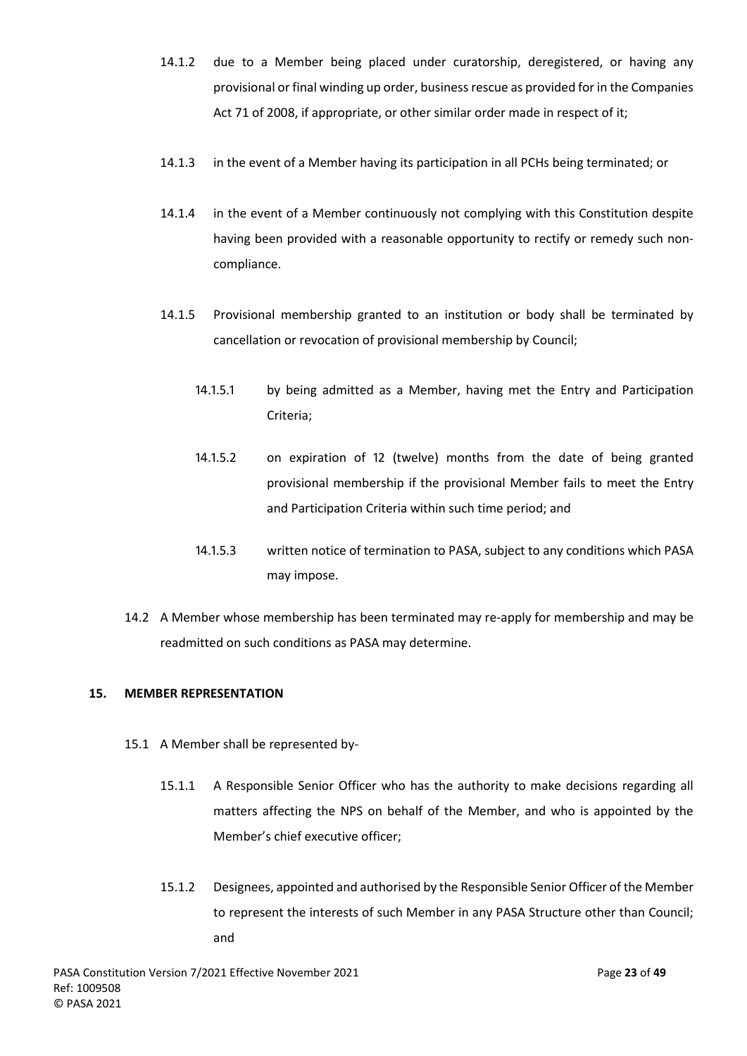14.1.2 due to a Member being placed under curatorship, deregistered, or having any provisional or final winding up order, business rescue as provided for in the Companies Act 71 of 2008, if appropriate, or other similar order made in respect of it;

14.1.3 in the event of a Member having its participation in all PCHs being terminated; or

14.1.4 in the event of a Member continuously not complying with this Constitution despite having been provided with a reasonable opportunity to rectify or remedy such non-compliance.

14.1.5 Provisional membership granted to an institution or body shall be terminated by cancellation or revocation of provisional membership by Council;

14.1.5.1 by being admitted as a Member, having met the Entry and Participation Criteria;

14.1.5.2 on expiration of 12 (twelve) months from the date of being granted provisional membership if the provisional Member fails to meet the Entry and Participation Criteria within such time period; and

14.1.5.3 written notice of termination to PASA, subject to any conditions which PASA may impose.

14.2 A Member whose membership has been terminated may re-apply for membership and may be readmitted on such conditions as PASA may determine.

## 15. MEMBER REPRESENTATION

15.1 A Member shall be represented by-

15.1.1 A Responsible Senior Officer who has the authority to make decisions regarding all matters affecting the NPS on behalf of the Member, and who is appointed by the Member's chief executive officer;

15.1.2 Designees, appointed and authorised by the Responsible Senior Officer of the Member to represent the interests of such Member in any PASA Structure other than Council; and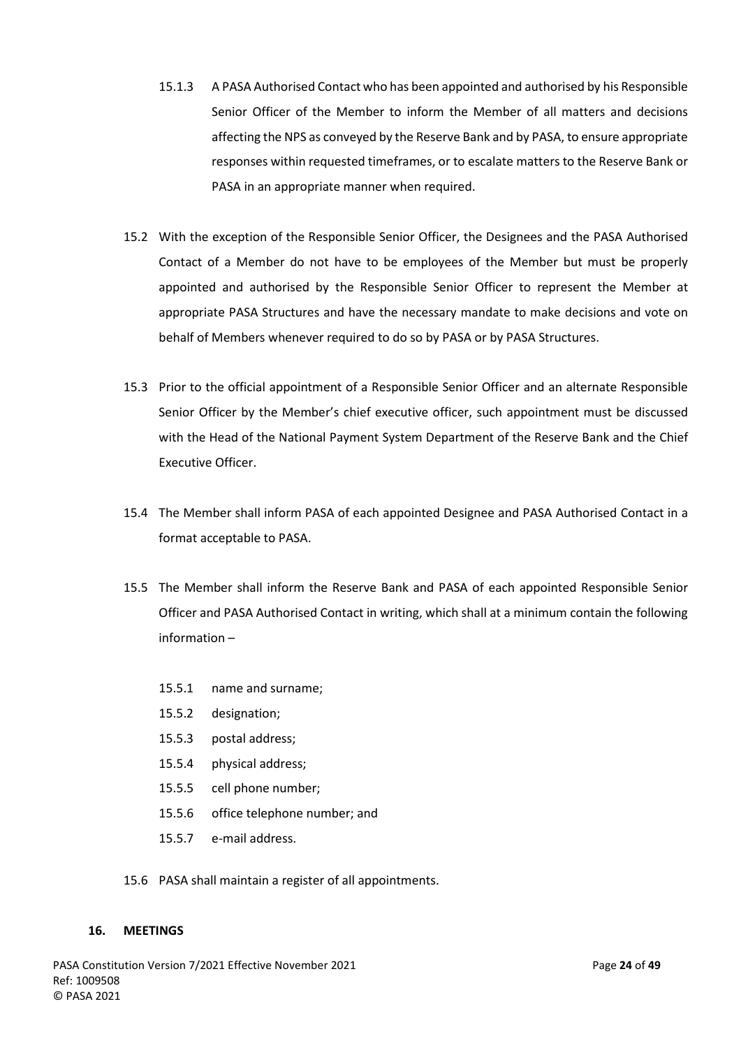15.1.3 A PASA Authorised Contact who has been appointed and authorised by his Responsible Senior Officer of the Member to inform the Member of all matters and decisions affecting the NPS as conveyed by the Reserve Bank and by PASA, to ensure appropriate responses within requested timeframes, or to escalate matters to the Reserve Bank or PASA in an appropriate manner when required.

15.2 With the exception of the Responsible Senior Officer, the Designees and the PASA Authorised Contact of a Member do not have to be employees of the Member but must be properly appointed and authorised by the Responsible Senior Officer to represent the Member at appropriate PASA Structures and have the necessary mandate to make decisions and vote on behalf of Members whenever required to do so by PASA or by PASA Structures.

15.3 Prior to the official appointment of a Responsible Senior Officer and an alternate Responsible Senior Officer by the Member's chief executive officer, such appointment must be discussed with the Head of the National Payment System Department of the Reserve Bank and the Chief Executive Officer.

15.4 The Member shall inform PASA of each appointed Designee and PASA Authorised Contact in a format acceptable to PASA.

15.5 The Member shall inform the Reserve Bank and PASA of each appointed Responsible Senior Officer and PASA Authorised Contact in writing, which shall at a minimum contain the following information –

15.5.1 name and surname;

15.5.2 designation;

15.5.3 postal address;

15.5.4 physical address;

15.5.5 cell phone number;

15.5.6 office telephone number; and

15.5.7 e-mail address.

15.6 PASA shall maintain a register of all appointments.

## 16. MEETINGS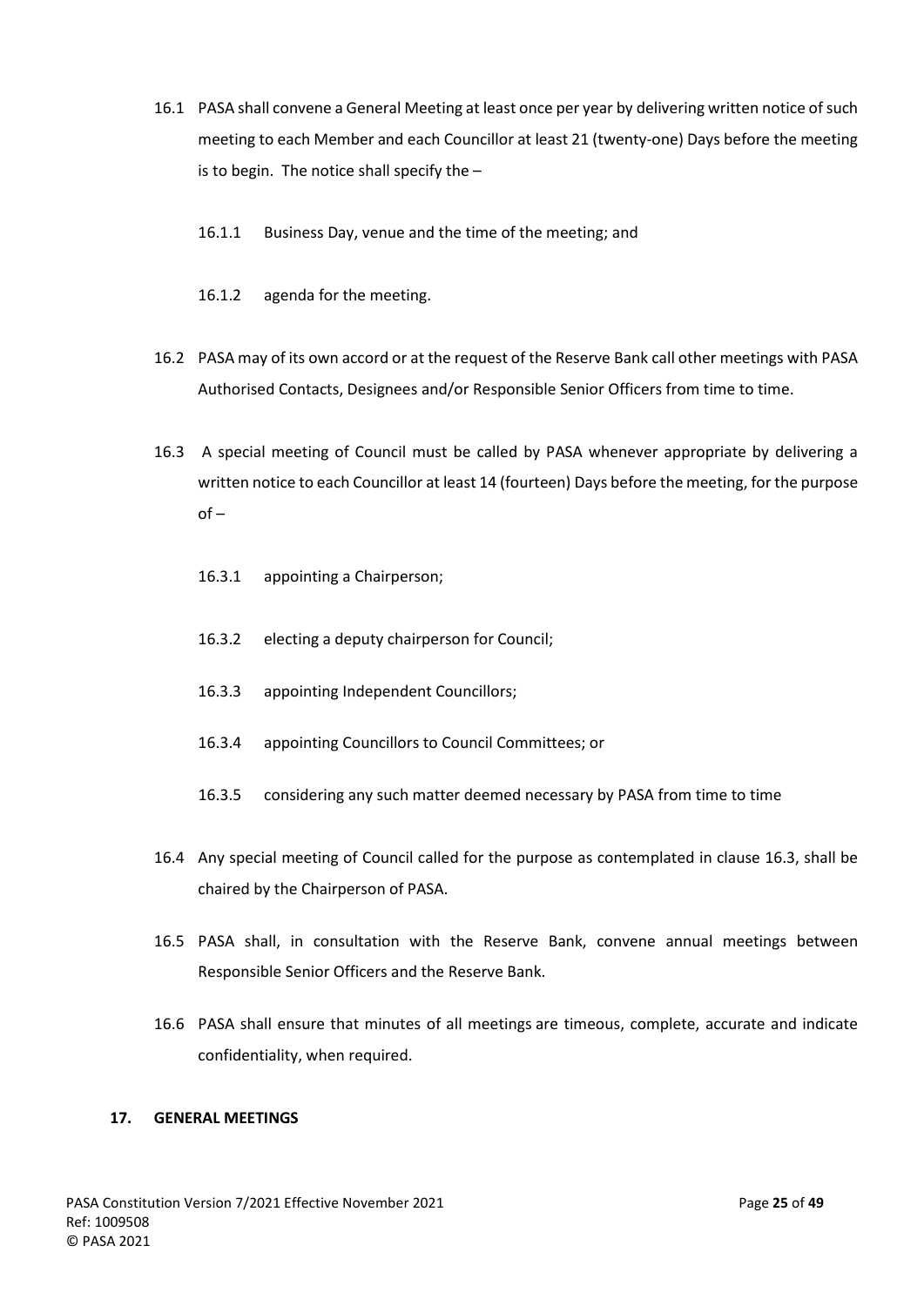16.1 PASA shall convene a General Meeting at least once per year by delivering written notice of such meeting to each Member and each Councillor at least 21 (twenty-one) Days before the meeting is to begin. The notice shall specify the –

16.1.1 Business Day, venue and the time of the meeting; and

16.1.2 agenda for the meeting.

16.2 PASA may of its own accord or at the request of the Reserve Bank call other meetings with PASA Authorised Contacts, Designees and/or Responsible Senior Officers from time to time.

16.3 A special meeting of Council must be called by PASA whenever appropriate by delivering a written notice to each Councillor at least 14 (fourteen) Days before the meeting, for the purpose of –

16.3.1 appointing a Chairperson;

16.3.2 electing a deputy chairperson for Council;

16.3.3 appointing Independent Councillors;

16.3.4 appointing Councillors to Council Committees; or

16.3.5 considering any such matter deemed necessary by PASA from time to time

16.4 Any special meeting of Council called for the purpose as contemplated in clause 16.3, shall be chaired by the Chairperson of PASA.

16.5 PASA shall, in consultation with the Reserve Bank, convene annual meetings between Responsible Senior Officers and the Reserve Bank.

16.6 PASA shall ensure that minutes of all meetings are timeous, complete, accurate and indicate confidentiality, when required.

## 17. GENERAL MEETINGS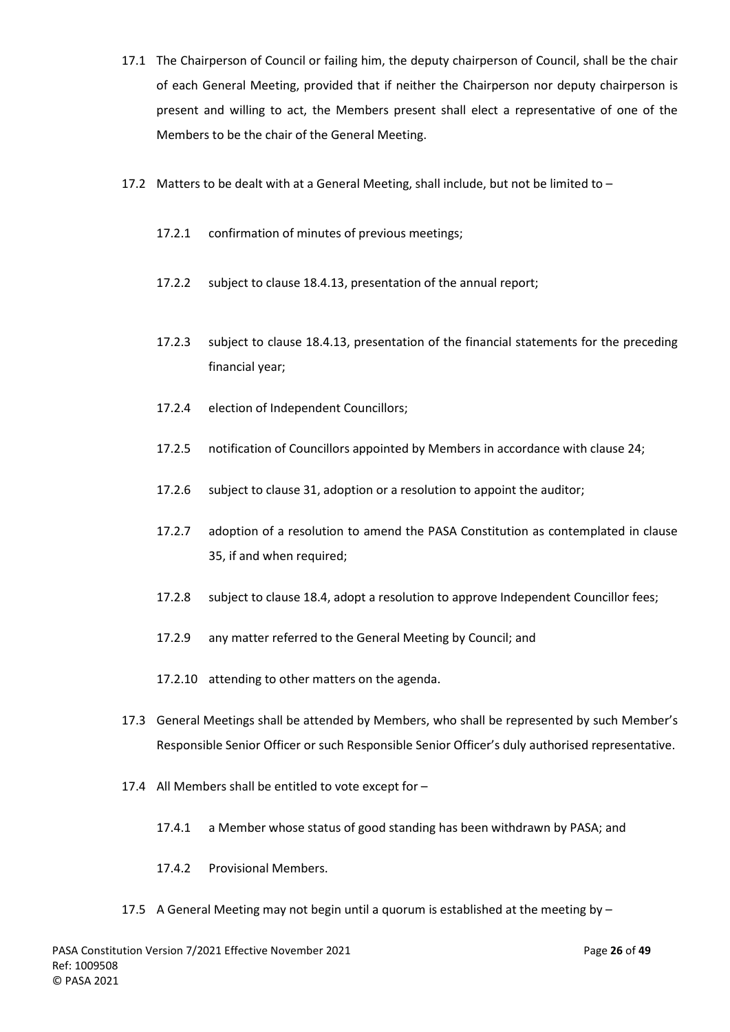17.1 The Chairperson of Council or failing him, the deputy chairperson of Council, shall be the chair of each General Meeting, provided that if neither the Chairperson nor deputy chairperson is present and willing to act, the Members present shall elect a representative of one of the Members to be the chair of the General Meeting.

17.2 Matters to be dealt with at a General Meeting, shall include, but not be limited to –

17.2.1 confirmation of minutes of previous meetings;

17.2.2 subject to clause 18.4.13, presentation of the annual report;

17.2.3 subject to clause 18.4.13, presentation of the financial statements for the preceding financial year;

17.2.4 election of Independent Councillors;

17.2.5 notification of Councillors appointed by Members in accordance with clause 24;

17.2.6 subject to clause 31, adoption or a resolution to appoint the auditor;

17.2.7 adoption of a resolution to amend the PASA Constitution as contemplated in clause 35, if and when required;

17.2.8 subject to clause 18.4, adopt a resolution to approve Independent Councillor fees;

17.2.9 any matter referred to the General Meeting by Council; and

17.2.10 attending to other matters on the agenda.

17.3 General Meetings shall be attended by Members, who shall be represented by such Member's Responsible Senior Officer or such Responsible Senior Officer's duly authorised representative.

17.4 All Members shall be entitled to vote except for –

17.4.1 a Member whose status of good standing has been withdrawn by PASA; and

17.4.2 Provisional Members.

17.5 A General Meeting may not begin until a quorum is established at the meeting by –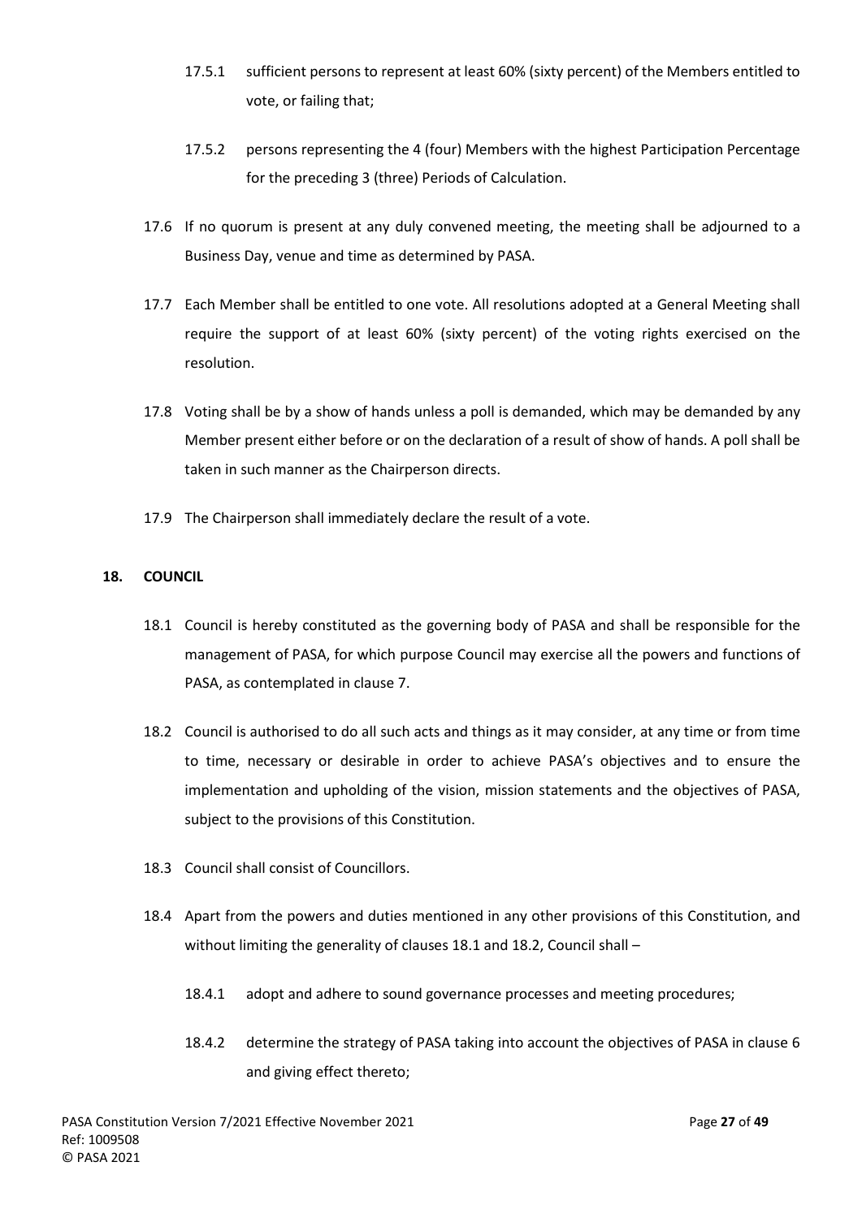17.5.1 sufficient persons to represent at least 60% (sixty percent) of the Members entitled to vote, or failing that;

17.5.2 persons representing the 4 (four) Members with the highest Participation Percentage for the preceding 3 (three) Periods of Calculation.

17.6 If no quorum is present at any duly convened meeting, the meeting shall be adjourned to a Business Day, venue and time as determined by PASA.

17.7 Each Member shall be entitled to one vote. All resolutions adopted at a General Meeting shall require the support of at least 60% (sixty percent) of the voting rights exercised on the resolution.

17.8 Voting shall be by a show of hands unless a poll is demanded, which may be demanded by any Member present either before or on the declaration of a result of show of hands. A poll shall be taken in such manner as the Chairperson directs.

17.9 The Chairperson shall immediately declare the result of a vote.

## 18. COUNCIL

18.1 Council is hereby constituted as the governing body of PASA and shall be responsible for the management of PASA, for which purpose Council may exercise all the powers and functions of PASA, as contemplated in clause 7.

18.2 Council is authorised to do all such acts and things as it may consider, at any time or from time to time, necessary or desirable in order to achieve PASA's objectives and to ensure the implementation and upholding of the vision, mission statements and the objectives of PASA, subject to the provisions of this Constitution.

18.3 Council shall consist of Councillors.

18.4 Apart from the powers and duties mentioned in any other provisions of this Constitution, and without limiting the generality of clauses 18.1 and 18.2, Council shall –

18.4.1 adopt and adhere to sound governance processes and meeting procedures;

18.4.2 determine the strategy of PASA taking into account the objectives of PASA in clause 6 and giving effect thereto;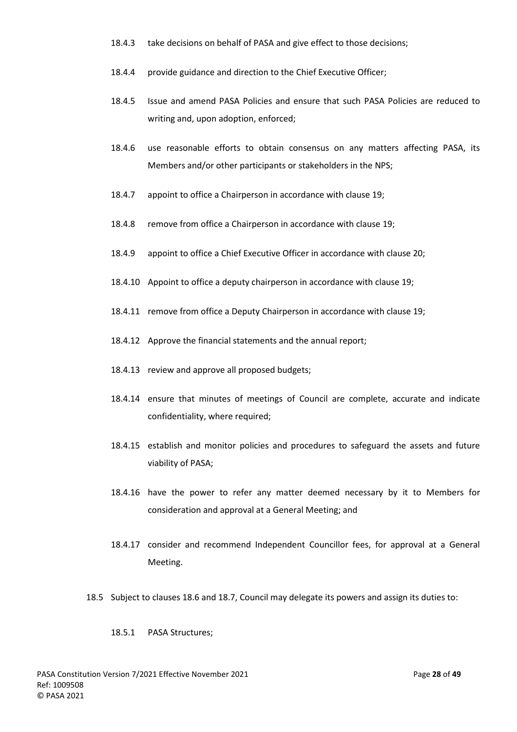18.4.3 take decisions on behalf of PASA and give effect to those decisions;

18.4.4 provide guidance and direction to the Chief Executive Officer;

18.4.5 Issue and amend PASA Policies and ensure that such PASA Policies are reduced to writing and, upon adoption, enforced;

18.4.6 use reasonable efforts to obtain consensus on any matters affecting PASA, its Members and/or other participants or stakeholders in the NPS;

18.4.7 appoint to office a Chairperson in accordance with clause 19;

18.4.8 remove from office a Chairperson in accordance with clause 19;

18.4.9 appoint to office a Chief Executive Officer in accordance with clause 20;

18.4.10 Appoint to office a deputy chairperson in accordance with clause 19;

18.4.11 remove from office a Deputy Chairperson in accordance with clause 19;

18.4.12 Approve the financial statements and the annual report;

18.4.13 review and approve all proposed budgets;

18.4.14 ensure that minutes of meetings of Council are complete, accurate and indicate confidentiality, where required;

18.4.15 establish and monitor policies and procedures to safeguard the assets and future viability of PASA;

18.4.16 have the power to refer any matter deemed necessary by it to Members for consideration and approval at a General Meeting; and

18.4.17 consider and recommend Independent Councillor fees, for approval at a General Meeting.

18.5 Subject to clauses 18.6 and 18.7, Council may delegate its powers and assign its duties to:

18.5.1 PASA Structures;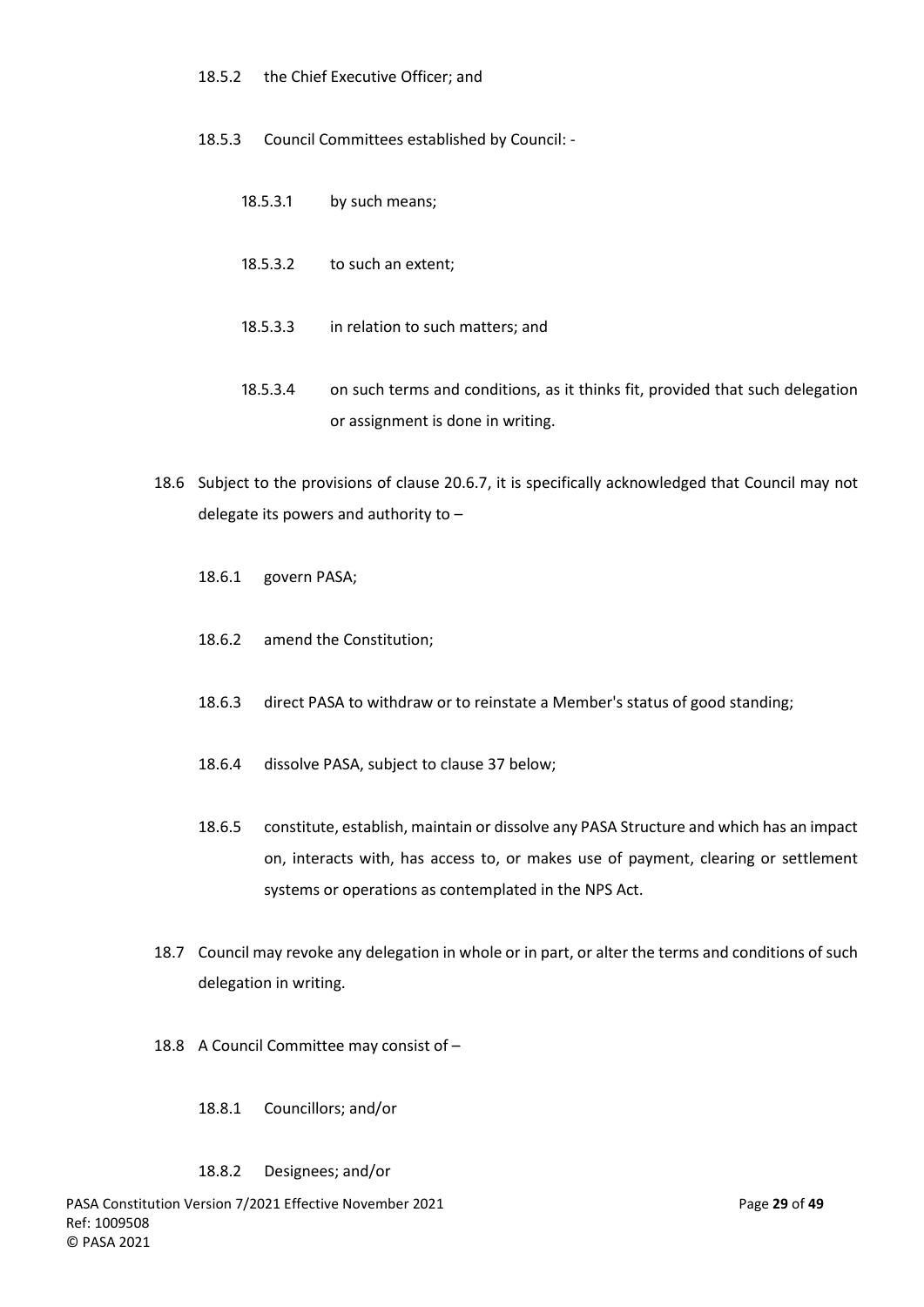18.5.2 the Chief Executive Officer; and

18.5.3 Council Committees established by Council: -

18.5.3.1 by such means;

18.5.3.2 to such an extent;

18.5.3.3 in relation to such matters; and

18.5.3.4 on such terms and conditions, as it thinks fit, provided that such delegation or assignment is done in writing.

18.6 Subject to the provisions of clause 20.6.7, it is specifically acknowledged that Council may not delegate its powers and authority to –

18.6.1 govern PASA;

18.6.2 amend the Constitution;

18.6.3 direct PASA to withdraw or to reinstate a Member's status of good standing;

18.6.4 dissolve PASA, subject to clause 37 below;

18.6.5 constitute, establish, maintain or dissolve any PASA Structure and which has an impact on, interacts with, has access to, or makes use of payment, clearing or settlement systems or operations as contemplated in the NPS Act.

18.7 Council may revoke any delegation in whole or in part, or alter the terms and conditions of such delegation in writing.

18.8 A Council Committee may consist of –

18.8.1 Councillors; and/or

18.8.2 Designees; and/or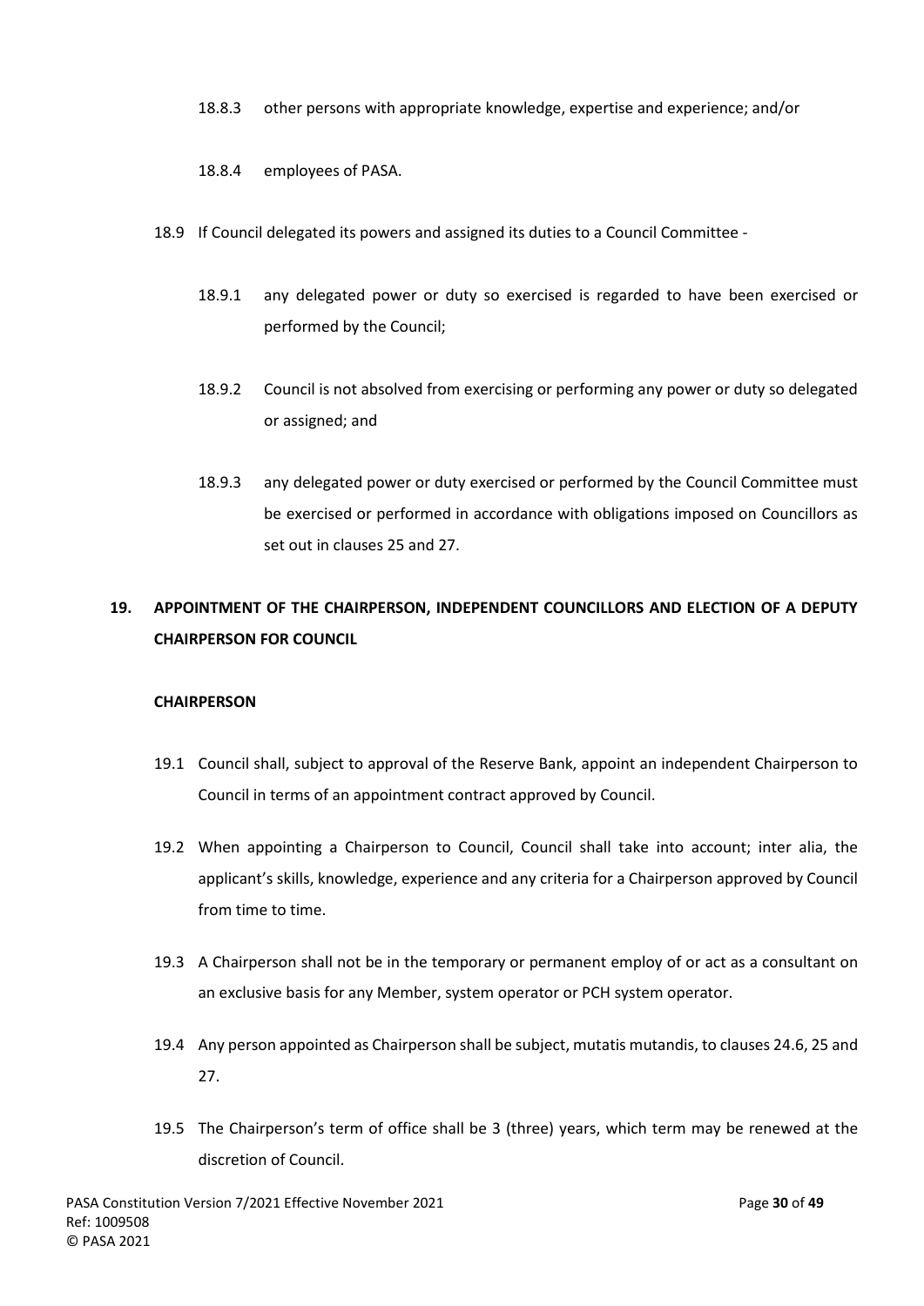18.8.3 other persons with appropriate knowledge, expertise and experience; and/or

18.8.4 employees of PASA.

18.9 If Council delegated its powers and assigned its duties to a Council Committee -

18.9.1 any delegated power or duty so exercised is regarded to have been exercised or performed by the Council;

18.9.2 Council is not absolved from exercising or performing any power or duty so delegated or assigned; and

18.9.3 any delegated power or duty exercised or performed by the Council Committee must be exercised or performed in accordance with obligations imposed on Councillors as set out in clauses 25 and 27.

## 19. APPOINTMENT OF THE CHAIRPERSON, INDEPENDENT COUNCILLORS AND ELECTION OF A DEPUTY CHAIRPERSON FOR COUNCIL

### CHAIRPERSON

19.1 Council shall, subject to approval of the Reserve Bank, appoint an independent Chairperson to Council in terms of an appointment contract approved by Council.

19.2 When appointing a Chairperson to Council, Council shall take into account; inter alia, the applicant's skills, knowledge, experience and any criteria for a Chairperson approved by Council from time to time.

19.3 A Chairperson shall not be in the temporary or permanent employ of or act as a consultant on an exclusive basis for any Member, system operator or PCH system operator.

19.4 Any person appointed as Chairperson shall be subject, mutatis mutandis, to clauses 24.6, 25 and 27.

19.5 The Chairperson's term of office shall be 3 (three) years, which term may be renewed at the discretion of Council.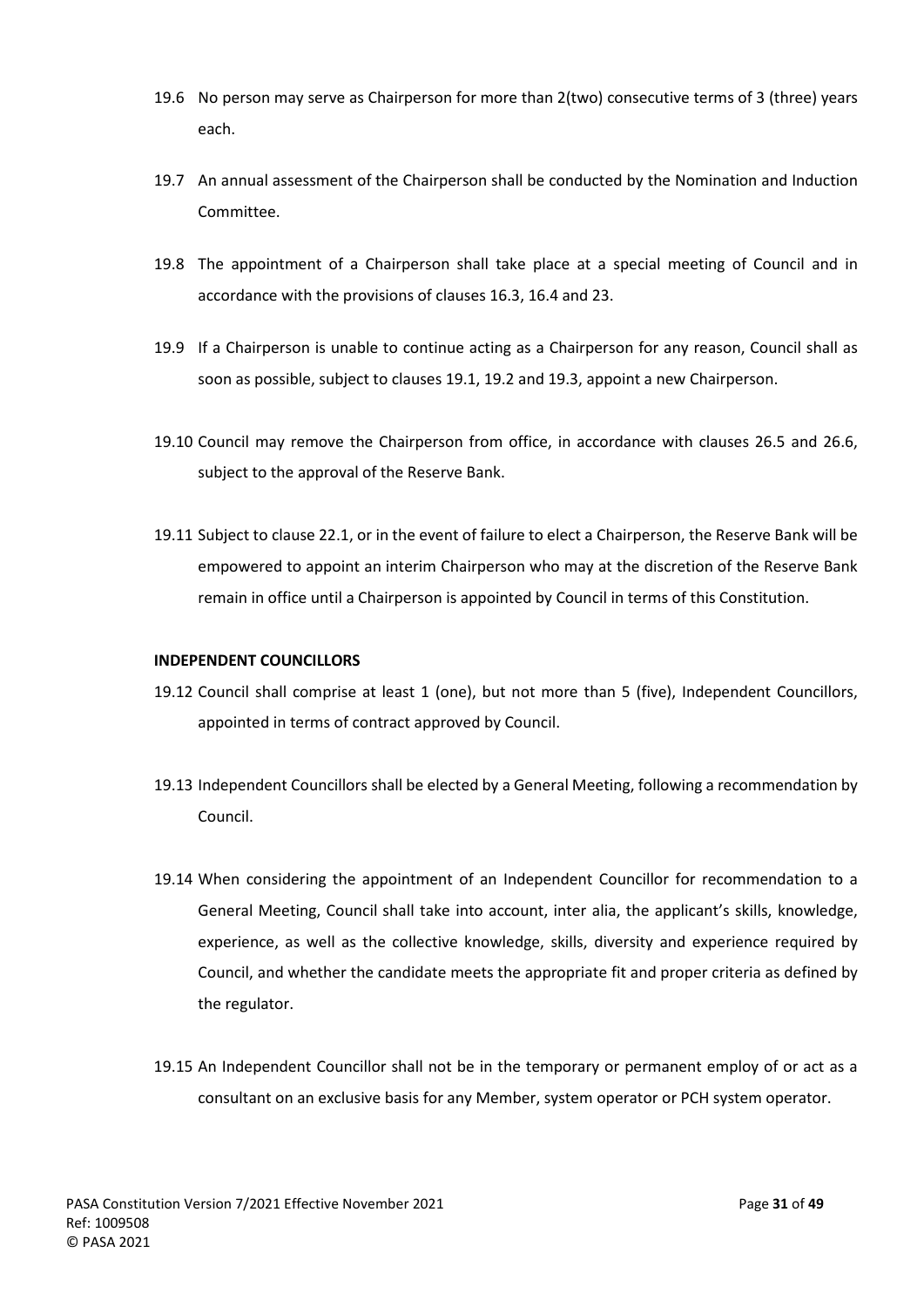19.6 No person may serve as Chairperson for more than 2(two) consecutive terms of 3 (three) years each.

19.7 An annual assessment of the Chairperson shall be conducted by the Nomination and Induction Committee.

19.8 The appointment of a Chairperson shall take place at a special meeting of Council and in accordance with the provisions of clauses 16.3, 16.4 and 23.

19.9 If a Chairperson is unable to continue acting as a Chairperson for any reason, Council shall as soon as possible, subject to clauses 19.1, 19.2 and 19.3, appoint a new Chairperson.

19.10 Council may remove the Chairperson from office, in accordance with clauses 26.5 and 26.6, subject to the approval of the Reserve Bank.

19.11 Subject to clause 22.1, or in the event of failure to elect a Chairperson, the Reserve Bank will be empowered to appoint an interim Chairperson who may at the discretion of the Reserve Bank remain in office until a Chairperson is appointed by Council in terms of this Constitution.

**INDEPENDENT COUNCILLORS**

19.12 Council shall comprise at least 1 (one), but not more than 5 (five), Independent Councillors, appointed in terms of contract approved by Council.

19.13 Independent Councillors shall be elected by a General Meeting, following a recommendation by Council.

19.14 When considering the appointment of an Independent Councillor for recommendation to a General Meeting, Council shall take into account, inter alia, the applicant's skills, knowledge, experience, as well as the collective knowledge, skills, diversity and experience required by Council, and whether the candidate meets the appropriate fit and proper criteria as defined by the regulator.

19.15 An Independent Councillor shall not be in the temporary or permanent employ of or act as a consultant on an exclusive basis for any Member, system operator or PCH system operator.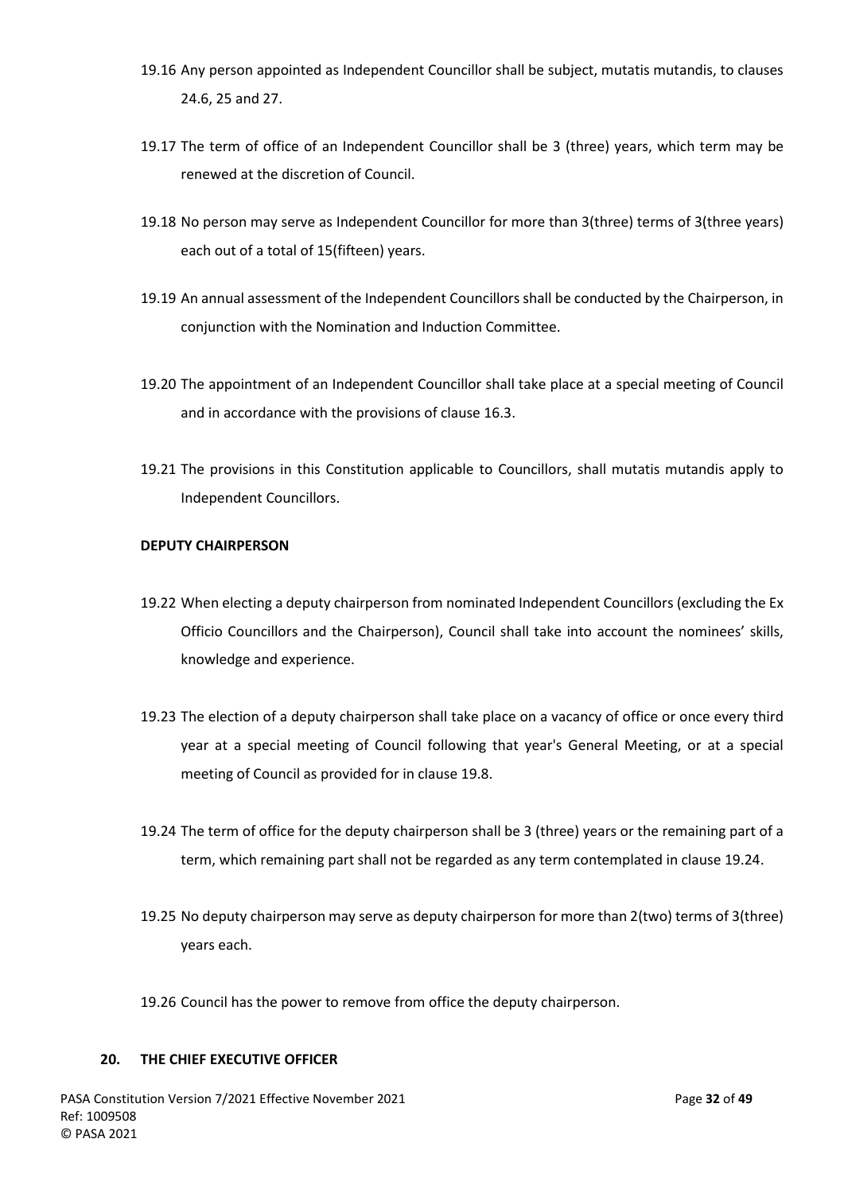19.16 Any person appointed as Independent Councillor shall be subject, mutatis mutandis, to clauses 24.6, 25 and 27.

19.17 The term of office of an Independent Councillor shall be 3 (three) years, which term may be renewed at the discretion of Council.

19.18 No person may serve as Independent Councillor for more than 3(three) terms of 3(three years) each out of a total of 15(fifteen) years.

19.19 An annual assessment of the Independent Councillors shall be conducted by the Chairperson, in conjunction with the Nomination and Induction Committee.

19.20 The appointment of an Independent Councillor shall take place at a special meeting of Council and in accordance with the provisions of clause 16.3.

19.21 The provisions in this Constitution applicable to Councillors, shall mutatis mutandis apply to Independent Councillors.

**DEPUTY CHAIRPERSON**

19.22 When electing a deputy chairperson from nominated Independent Councillors (excluding the Ex Officio Councillors and the Chairperson), Council shall take into account the nominees' skills, knowledge and experience.

19.23 The election of a deputy chairperson shall take place on a vacancy of office or once every third year at a special meeting of Council following that year's General Meeting, or at a special meeting of Council as provided for in clause 19.8.

19.24 The term of office for the deputy chairperson shall be 3 (three) years or the remaining part of a term, which remaining part shall not be regarded as any term contemplated in clause 19.24.

19.25 No deputy chairperson may serve as deputy chairperson for more than 2(two) terms of 3(three) years each.

19.26 Council has the power to remove from office the deputy chairperson.

## 20. THE CHIEF EXECUTIVE OFFICER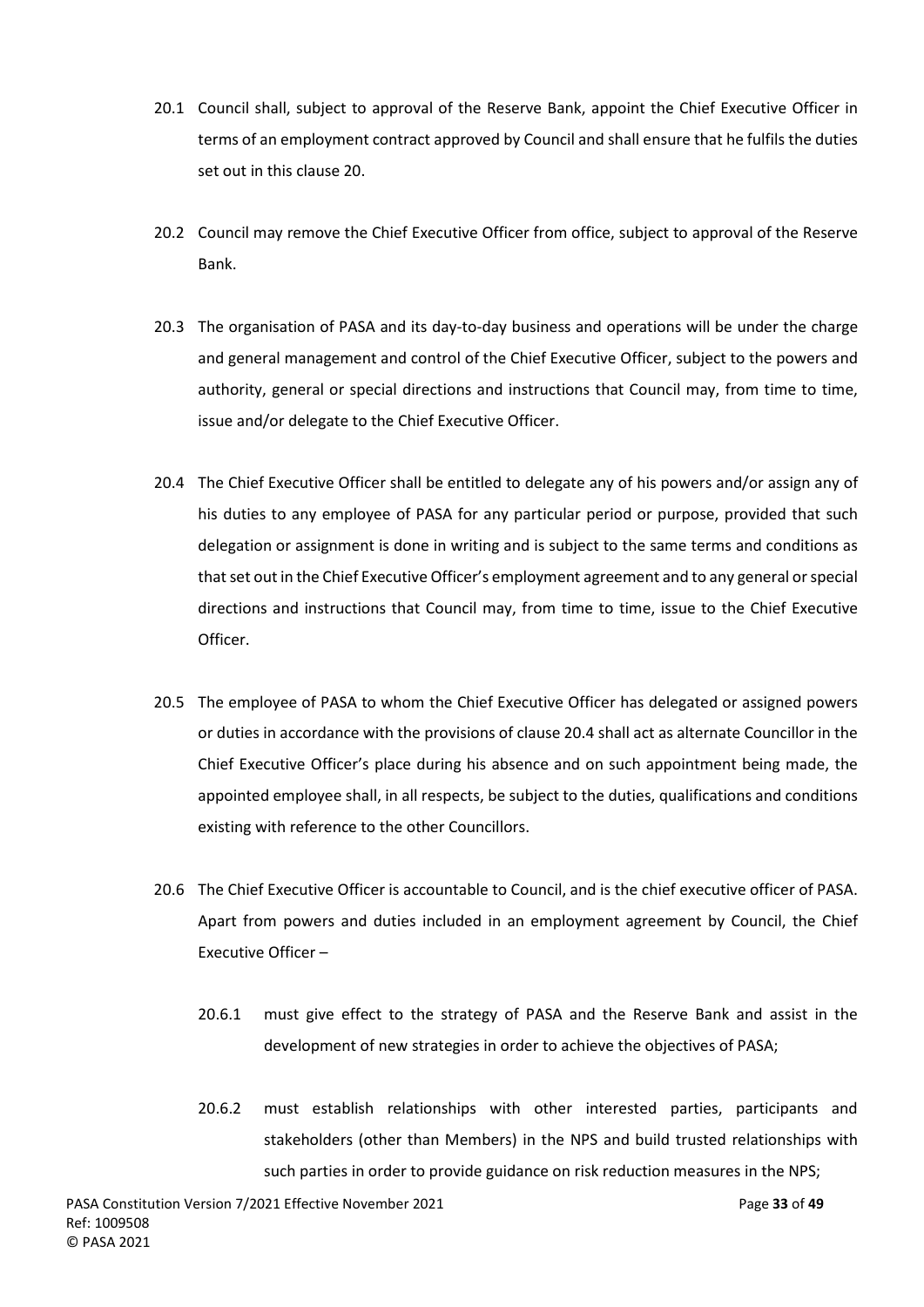20.1 Council shall, subject to approval of the Reserve Bank, appoint the Chief Executive Officer in terms of an employment contract approved by Council and shall ensure that he fulfils the duties set out in this clause 20.

20.2 Council may remove the Chief Executive Officer from office, subject to approval of the Reserve Bank.

20.3 The organisation of PASA and its day-to-day business and operations will be under the charge and general management and control of the Chief Executive Officer, subject to the powers and authority, general or special directions and instructions that Council may, from time to time, issue and/or delegate to the Chief Executive Officer.

20.4 The Chief Executive Officer shall be entitled to delegate any of his powers and/or assign any of his duties to any employee of PASA for any particular period or purpose, provided that such delegation or assignment is done in writing and is subject to the same terms and conditions as that set out in the Chief Executive Officer's employment agreement and to any general or special directions and instructions that Council may, from time to time, issue to the Chief Executive Officer.

20.5 The employee of PASA to whom the Chief Executive Officer has delegated or assigned powers or duties in accordance with the provisions of clause 20.4 shall act as alternate Councillor in the Chief Executive Officer's place during his absence and on such appointment being made, the appointed employee shall, in all respects, be subject to the duties, qualifications and conditions existing with reference to the other Councillors.

20.6 The Chief Executive Officer is accountable to Council, and is the chief executive officer of PASA. Apart from powers and duties included in an employment agreement by Council, the Chief Executive Officer –

20.6.1 must give effect to the strategy of PASA and the Reserve Bank and assist in the development of new strategies in order to achieve the objectives of PASA;

20.6.2 must establish relationships with other interested parties, participants and stakeholders (other than Members) in the NPS and build trusted relationships with such parties in order to provide guidance on risk reduction measures in the NPS;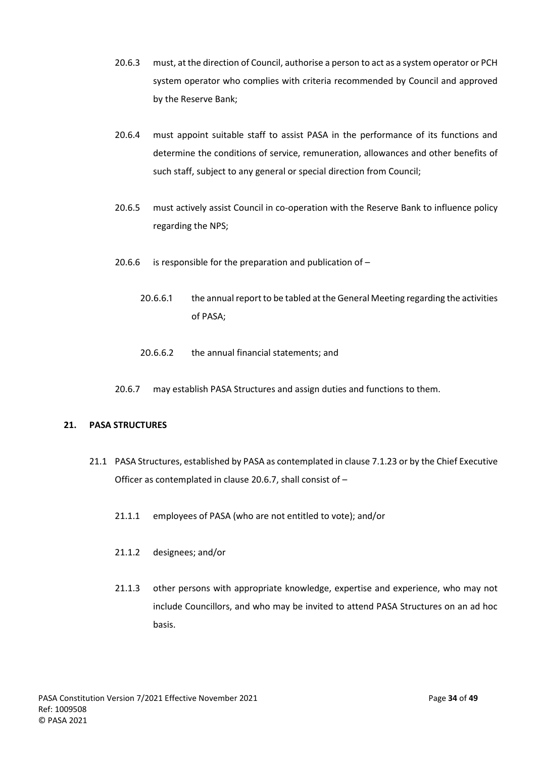20.6.3 must, at the direction of Council, authorise a person to act as a system operator or PCH system operator who complies with criteria recommended by Council and approved by the Reserve Bank;

20.6.4 must appoint suitable staff to assist PASA in the performance of its functions and determine the conditions of service, remuneration, allowances and other benefits of such staff, subject to any general or special direction from Council;

20.6.5 must actively assist Council in co-operation with the Reserve Bank to influence policy regarding the NPS;

20.6.6 is responsible for the preparation and publication of –

20.6.6.1 the annual report to be tabled at the General Meeting regarding the activities of PASA;

20.6.6.2 the annual financial statements; and

20.6.7 may establish PASA Structures and assign duties and functions to them.

## 21. PASA STRUCTURES

21.1 PASA Structures, established by PASA as contemplated in clause 7.1.23 or by the Chief Executive Officer as contemplated in clause 20.6.7, shall consist of –

21.1.1 employees of PASA (who are not entitled to vote); and/or

21.1.2 designees; and/or

21.1.3 other persons with appropriate knowledge, expertise and experience, who may not include Councillors, and who may be invited to attend PASA Structures on an ad hoc basis.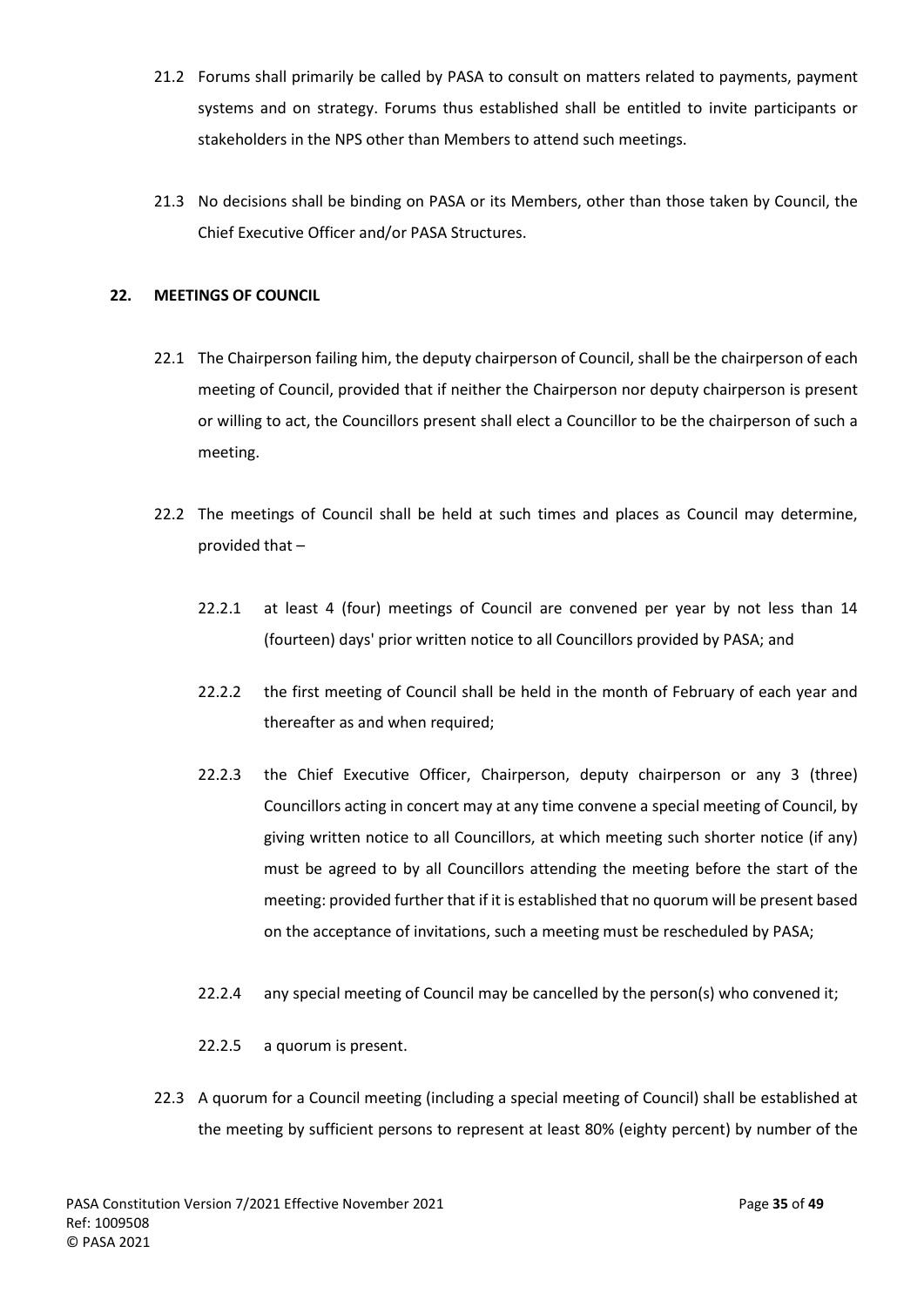21.2 Forums shall primarily be called by PASA to consult on matters related to payments, payment systems and on strategy. Forums thus established shall be entitled to invite participants or stakeholders in the NPS other than Members to attend such meetings.

21.3 No decisions shall be binding on PASA or its Members, other than those taken by Council, the Chief Executive Officer and/or PASA Structures.

## 22. MEETINGS OF COUNCIL

22.1 The Chairperson failing him, the deputy chairperson of Council, shall be the chairperson of each meeting of Council, provided that if neither the Chairperson nor deputy chairperson is present or willing to act, the Councillors present shall elect a Councillor to be the chairperson of such a meeting.

22.2 The meetings of Council shall be held at such times and places as Council may determine, provided that –

22.2.1 at least 4 (four) meetings of Council are convened per year by not less than 14 (fourteen) days' prior written notice to all Councillors provided by PASA; and

22.2.2 the first meeting of Council shall be held in the month of February of each year and thereafter as and when required;

22.2.3 the Chief Executive Officer, Chairperson, deputy chairperson or any 3 (three) Councillors acting in concert may at any time convene a special meeting of Council, by giving written notice to all Councillors, at which meeting such shorter notice (if any) must be agreed to by all Councillors attending the meeting before the start of the meeting: provided further that if it is established that no quorum will be present based on the acceptance of invitations, such a meeting must be rescheduled by PASA;

22.2.4 any special meeting of Council may be cancelled by the person(s) who convened it;

22.2.5 a quorum is present.

22.3 A quorum for a Council meeting (including a special meeting of Council) shall be established at the meeting by sufficient persons to represent at least 80% (eighty percent) by number of the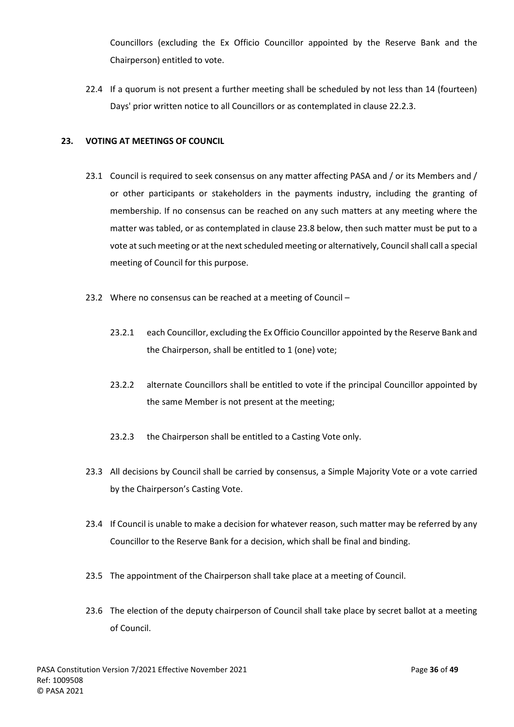Councillors (excluding the Ex Officio Councillor appointed by the Reserve Bank and the Chairperson) entitled to vote.

22.4 If a quorum is not present a further meeting shall be scheduled by not less than 14 (fourteen) Days' prior written notice to all Councillors or as contemplated in clause 22.2.3.

## 23. VOTING AT MEETINGS OF COUNCIL

23.1 Council is required to seek consensus on any matter affecting PASA and / or its Members and / or other participants or stakeholders in the payments industry, including the granting of membership. If no consensus can be reached on any such matters at any meeting where the matter was tabled, or as contemplated in clause 23.8 below, then such matter must be put to a vote at such meeting or at the next scheduled meeting or alternatively, Council shall call a special meeting of Council for this purpose.

23.2 Where no consensus can be reached at a meeting of Council –

23.2.1 each Councillor, excluding the Ex Officio Councillor appointed by the Reserve Bank and the Chairperson, shall be entitled to 1 (one) vote;

23.2.2 alternate Councillors shall be entitled to vote if the principal Councillor appointed by the same Member is not present at the meeting;

23.2.3 the Chairperson shall be entitled to a Casting Vote only.

23.3 All decisions by Council shall be carried by consensus, a Simple Majority Vote or a vote carried by the Chairperson's Casting Vote.

23.4 If Council is unable to make a decision for whatever reason, such matter may be referred by any Councillor to the Reserve Bank for a decision, which shall be final and binding.

23.5 The appointment of the Chairperson shall take place at a meeting of Council.

23.6 The election of the deputy chairperson of Council shall take place by secret ballot at a meeting of Council.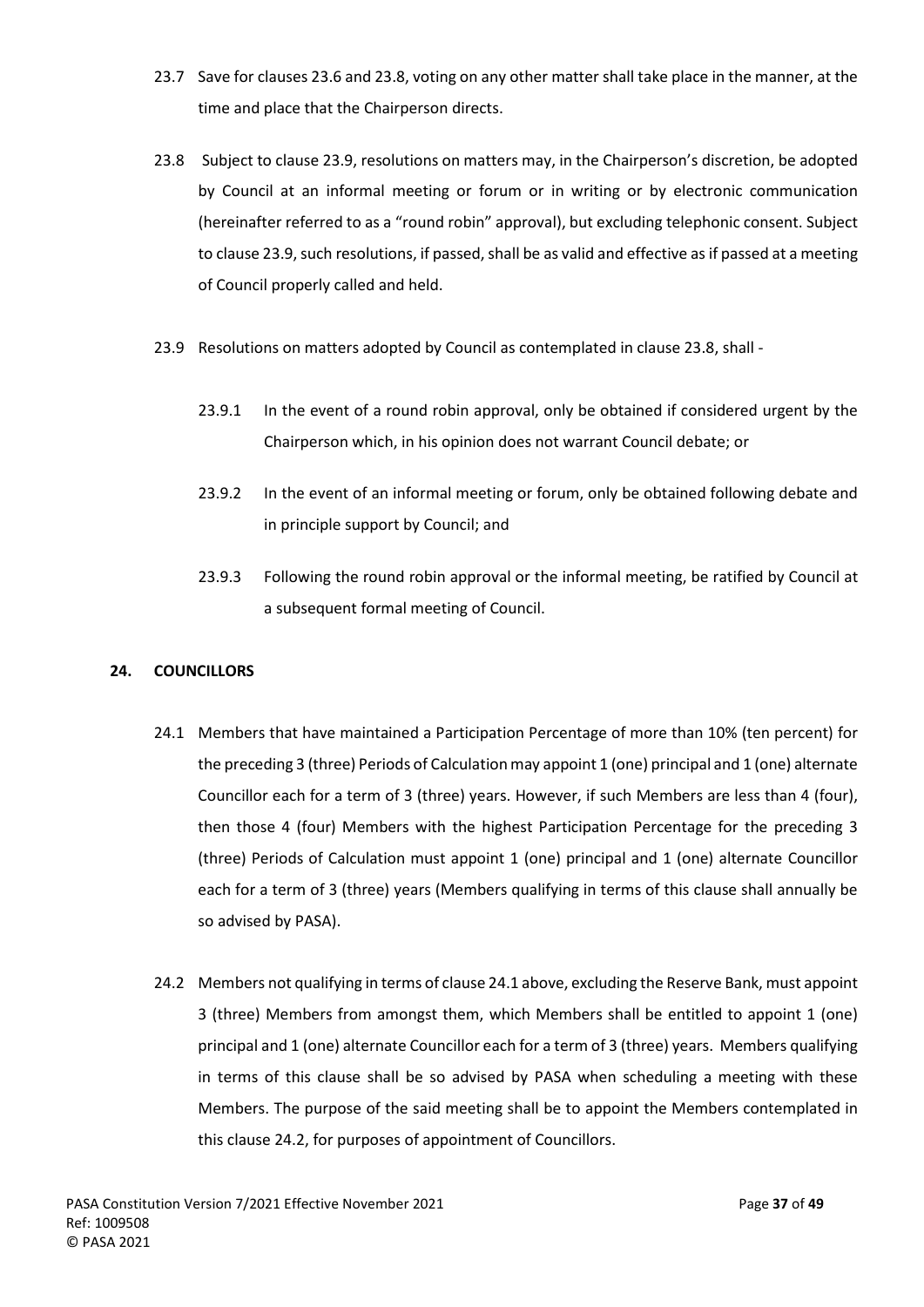23.7 Save for clauses 23.6 and 23.8, voting on any other matter shall take place in the manner, at the time and place that the Chairperson directs.

23.8 Subject to clause 23.9, resolutions on matters may, in the Chairperson's discretion, be adopted by Council at an informal meeting or forum or in writing or by electronic communication (hereinafter referred to as a "round robin" approval), but excluding telephonic consent. Subject to clause 23.9, such resolutions, if passed, shall be as valid and effective as if passed at a meeting of Council properly called and held.

23.9 Resolutions on matters adopted by Council as contemplated in clause 23.8, shall -

23.9.1 In the event of a round robin approval, only be obtained if considered urgent by the Chairperson which, in his opinion does not warrant Council debate; or

23.9.2 In the event of an informal meeting or forum, only be obtained following debate and in principle support by Council; and

23.9.3 Following the round robin approval or the informal meeting, be ratified by Council at a subsequent formal meeting of Council.

## 24. COUNCILLORS

24.1 Members that have maintained a Participation Percentage of more than 10% (ten percent) for the preceding 3 (three) Periods of Calculation may appoint 1 (one) principal and 1 (one) alternate Councillor each for a term of 3 (three) years. However, if such Members are less than 4 (four), then those 4 (four) Members with the highest Participation Percentage for the preceding 3 (three) Periods of Calculation must appoint 1 (one) principal and 1 (one) alternate Councillor each for a term of 3 (three) years (Members qualifying in terms of this clause shall annually be so advised by PASA).

24.2 Members not qualifying in terms of clause 24.1 above, excluding the Reserve Bank, must appoint 3 (three) Members from amongst them, which Members shall be entitled to appoint 1 (one) principal and 1 (one) alternate Councillor each for a term of 3 (three) years. Members qualifying in terms of this clause shall be so advised by PASA when scheduling a meeting with these Members. The purpose of the said meeting shall be to appoint the Members contemplated in this clause 24.2, for purposes of appointment of Councillors.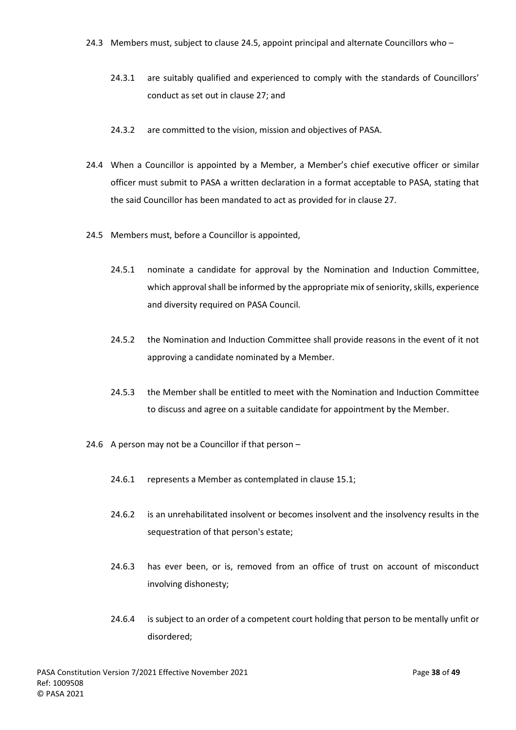24.3 Members must, subject to clause 24.5, appoint principal and alternate Councillors who –

24.3.1 are suitably qualified and experienced to comply with the standards of Councillors' conduct as set out in clause 27; and

24.3.2 are committed to the vision, mission and objectives of PASA.

24.4 When a Councillor is appointed by a Member, a Member's chief executive officer or similar officer must submit to PASA a written declaration in a format acceptable to PASA, stating that the said Councillor has been mandated to act as provided for in clause 27.

24.5 Members must, before a Councillor is appointed,

24.5.1 nominate a candidate for approval by the Nomination and Induction Committee, which approval shall be informed by the appropriate mix of seniority, skills, experience and diversity required on PASA Council.

24.5.2 the Nomination and Induction Committee shall provide reasons in the event of it not approving a candidate nominated by a Member.

24.5.3 the Member shall be entitled to meet with the Nomination and Induction Committee to discuss and agree on a suitable candidate for appointment by the Member.

24.6 A person may not be a Councillor if that person –

24.6.1 represents a Member as contemplated in clause 15.1;

24.6.2 is an unrehabilitated insolvent or becomes insolvent and the insolvency results in the sequestration of that person's estate;

24.6.3 has ever been, or is, removed from an office of trust on account of misconduct involving dishonesty;

24.6.4 is subject to an order of a competent court holding that person to be mentally unfit or disordered;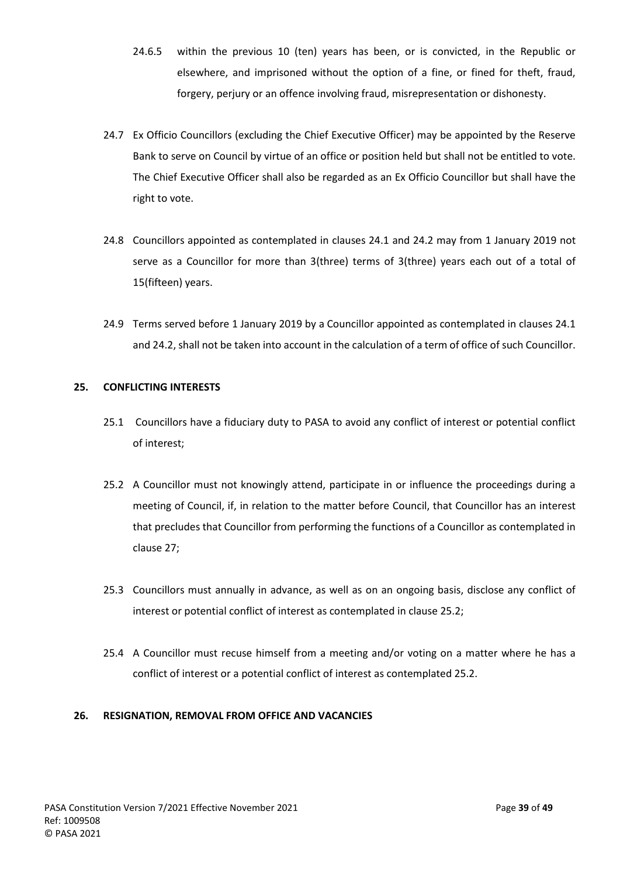24.6.5 within the previous 10 (ten) years has been, or is convicted, in the Republic or elsewhere, and imprisoned without the option of a fine, or fined for theft, fraud, forgery, perjury or an offence involving fraud, misrepresentation or dishonesty.

24.7 Ex Officio Councillors (excluding the Chief Executive Officer) may be appointed by the Reserve Bank to serve on Council by virtue of an office or position held but shall not be entitled to vote. The Chief Executive Officer shall also be regarded as an Ex Officio Councillor but shall have the right to vote.

24.8 Councillors appointed as contemplated in clauses 24.1 and 24.2 may from 1 January 2019 not serve as a Councillor for more than 3(three) terms of 3(three) years each out of a total of 15(fifteen) years.

24.9 Terms served before 1 January 2019 by a Councillor appointed as contemplated in clauses 24.1 and 24.2, shall not be taken into account in the calculation of a term of office of such Councillor.

## 25. CONFLICTING INTERESTS

25.1 Councillors have a fiduciary duty to PASA to avoid any conflict of interest or potential conflict of interest;

25.2 A Councillor must not knowingly attend, participate in or influence the proceedings during a meeting of Council, if, in relation to the matter before Council, that Councillor has an interest that precludes that Councillor from performing the functions of a Councillor as contemplated in clause 27;

25.3 Councillors must annually in advance, as well as on an ongoing basis, disclose any conflict of interest or potential conflict of interest as contemplated in clause 25.2;

25.4 A Councillor must recuse himself from a meeting and/or voting on a matter where he has a conflict of interest or a potential conflict of interest as contemplated 25.2.

## 26. RESIGNATION, REMOVAL FROM OFFICE AND VACANCIES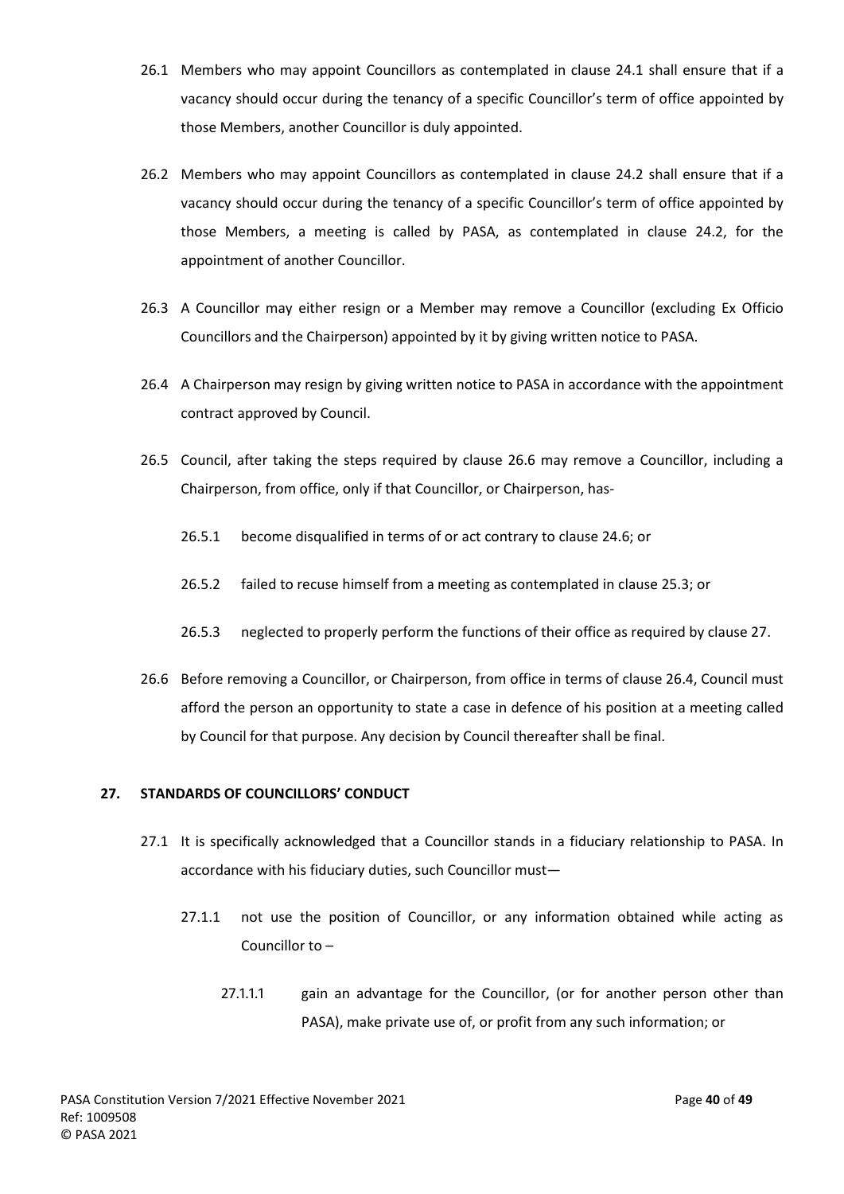26.1 Members who may appoint Councillors as contemplated in clause 24.1 shall ensure that if a vacancy should occur during the tenancy of a specific Councillor's term of office appointed by those Members, another Councillor is duly appointed.

26.2 Members who may appoint Councillors as contemplated in clause 24.2 shall ensure that if a vacancy should occur during the tenancy of a specific Councillor's term of office appointed by those Members, a meeting is called by PASA, as contemplated in clause 24.2, for the appointment of another Councillor.

26.3 A Councillor may either resign or a Member may remove a Councillor (excluding Ex Officio Councillors and the Chairperson) appointed by it by giving written notice to PASA.

26.4 A Chairperson may resign by giving written notice to PASA in accordance with the appointment contract approved by Council.

26.5 Council, after taking the steps required by clause 26.6 may remove a Councillor, including a Chairperson, from office, only if that Councillor, or Chairperson, has-

- 26.5.1 become disqualified in terms of or act contrary to clause 24.6; or
- 26.5.2 failed to recuse himself from a meeting as contemplated in clause 25.3; or
- 26.5.3 neglected to properly perform the functions of their office as required by clause 27.

26.6 Before removing a Councillor, or Chairperson, from office in terms of clause 26.4, Council must afford the person an opportunity to state a case in defence of his position at a meeting called by Council for that purpose. Any decision by Council thereafter shall be final.

## 27. STANDARDS OF COUNCILLORS' CONDUCT

27.1 It is specifically acknowledged that a Councillor stands in a fiduciary relationship to PASA. In accordance with his fiduciary duties, such Councillor must—

- 27.1.1 not use the position of Councillor, or any information obtained while acting as Councillor to –
  - 27.1.1.1 gain an advantage for the Councillor, (or for another person other than PASA), make private use of, or profit from any such information; or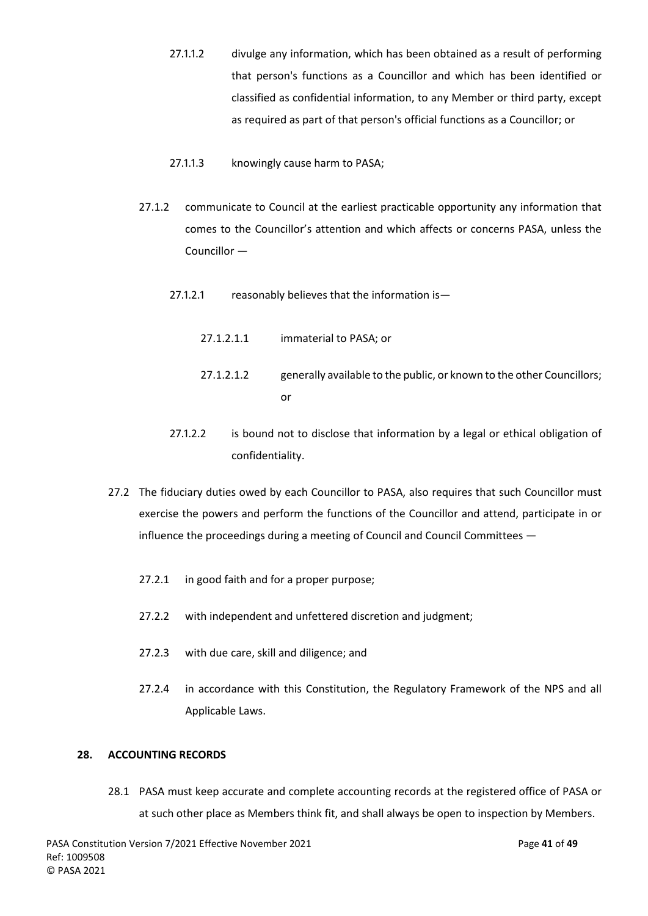27.1.1.2 divulge any information, which has been obtained as a result of performing that person's functions as a Councillor and which has been identified or classified as confidential information, to any Member or third party, except as required as part of that person's official functions as a Councillor; or

27.1.1.3 knowingly cause harm to PASA;

27.1.2 communicate to Council at the earliest practicable opportunity any information that comes to the Councillor's attention and which affects or concerns PASA, unless the Councillor —

27.1.2.1 reasonably believes that the information is—

27.1.2.1.1 immaterial to PASA; or

27.1.2.1.2 generally available to the public, or known to the other Councillors; or

27.1.2.2 is bound not to disclose that information by a legal or ethical obligation of confidentiality.

27.2 The fiduciary duties owed by each Councillor to PASA, also requires that such Councillor must exercise the powers and perform the functions of the Councillor and attend, participate in or influence the proceedings during a meeting of Council and Council Committees —

27.2.1 in good faith and for a proper purpose;

27.2.2 with independent and unfettered discretion and judgment;

27.2.3 with due care, skill and diligence; and

27.2.4 in accordance with this Constitution, the Regulatory Framework of the NPS and all Applicable Laws.

## 28. ACCOUNTING RECORDS

28.1 PASA must keep accurate and complete accounting records at the registered office of PASA or at such other place as Members think fit, and shall always be open to inspection by Members.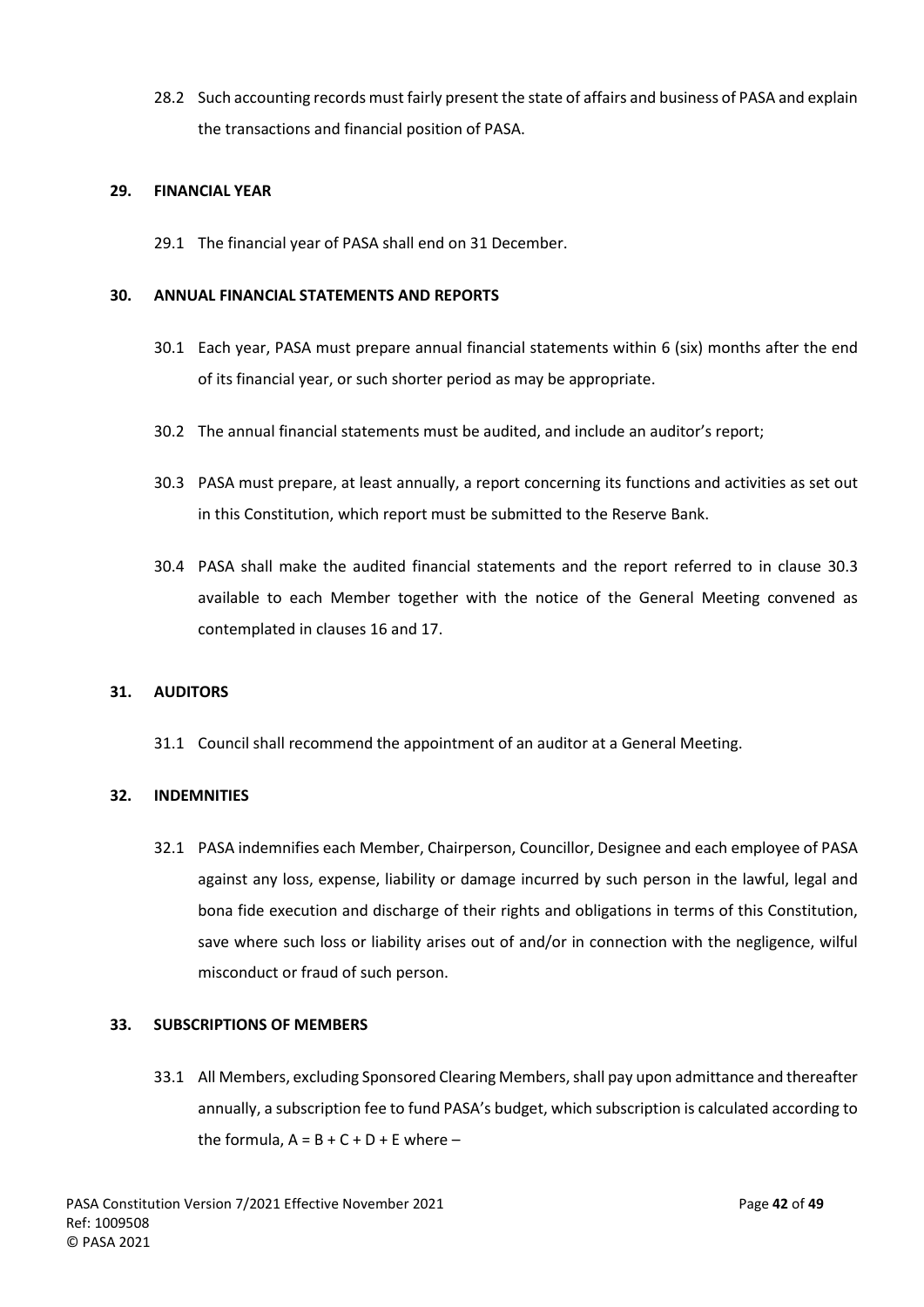28.2 Such accounting records must fairly present the state of affairs and business of PASA and explain the transactions and financial position of PASA.

**29. FINANCIAL YEAR**

29.1 The financial year of PASA shall end on 31 December.

**30. ANNUAL FINANCIAL STATEMENTS AND REPORTS**

30.1 Each year, PASA must prepare annual financial statements within 6 (six) months after the end of its financial year, or such shorter period as may be appropriate.

30.2 The annual financial statements must be audited, and include an auditor's report;

30.3 PASA must prepare, at least annually, a report concerning its functions and activities as set out in this Constitution, which report must be submitted to the Reserve Bank.

30.4 PASA shall make the audited financial statements and the report referred to in clause 30.3 available to each Member together with the notice of the General Meeting convened as contemplated in clauses 16 and 17.

**31. AUDITORS**

31.1 Council shall recommend the appointment of an auditor at a General Meeting.

**32. INDEMNITIES**

32.1 PASA indemnifies each Member, Chairperson, Councillor, Designee and each employee of PASA against any loss, expense, liability or damage incurred by such person in the lawful, legal and bona fide execution and discharge of their rights and obligations in terms of this Constitution, save where such loss or liability arises out of and/or in connection with the negligence, wilful misconduct or fraud of such person.

**33. SUBSCRIPTIONS OF MEMBERS**

33.1 All Members, excluding Sponsored Clearing Members, shall pay upon admittance and thereafter annually, a subscription fee to fund PASA's budget, which subscription is calculated according to the formula, $A = B + C + D + E$ where –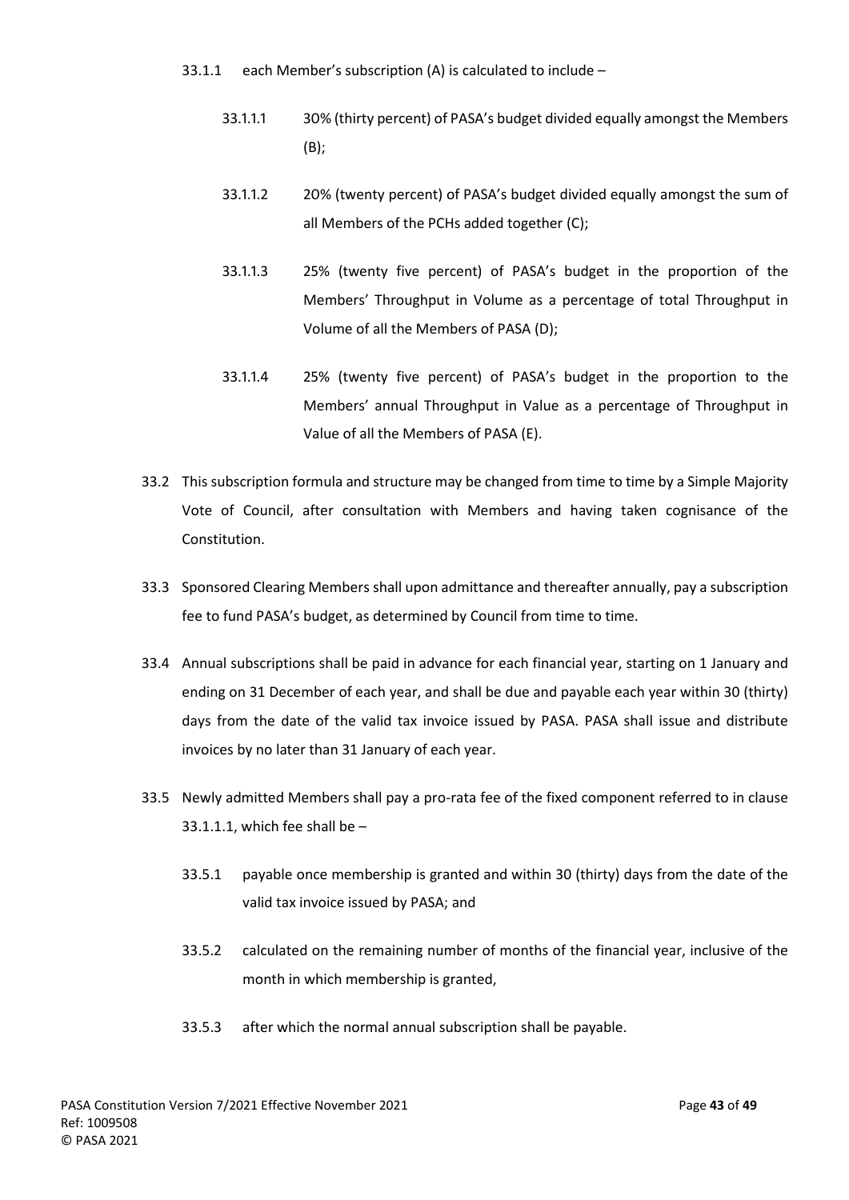33.1.1 each Member's subscription (A) is calculated to include –

33.1.1.1 30% (thirty percent) of PASA's budget divided equally amongst the Members (B);

33.1.1.2 20% (twenty percent) of PASA's budget divided equally amongst the sum of all Members of the PCHs added together (C);

33.1.1.3 25% (twenty five percent) of PASA's budget in the proportion of the Members' Throughput in Volume as a percentage of total Throughput in Volume of all the Members of PASA (D);

33.1.1.4 25% (twenty five percent) of PASA's budget in the proportion to the Members' annual Throughput in Value as a percentage of Throughput in Value of all the Members of PASA (E).

33.2 This subscription formula and structure may be changed from time to time by a Simple Majority Vote of Council, after consultation with Members and having taken cognisance of the Constitution.

33.3 Sponsored Clearing Members shall upon admittance and thereafter annually, pay a subscription fee to fund PASA's budget, as determined by Council from time to time.

33.4 Annual subscriptions shall be paid in advance for each financial year, starting on 1 January and ending on 31 December of each year, and shall be due and payable each year within 30 (thirty) days from the date of the valid tax invoice issued by PASA. PASA shall issue and distribute invoices by no later than 31 January of each year.

33.5 Newly admitted Members shall pay a pro-rata fee of the fixed component referred to in clause 33.1.1.1, which fee shall be –

33.5.1 payable once membership is granted and within 30 (thirty) days from the date of the valid tax invoice issued by PASA; and

33.5.2 calculated on the remaining number of months of the financial year, inclusive of the month in which membership is granted,

33.5.3 after which the normal annual subscription shall be payable.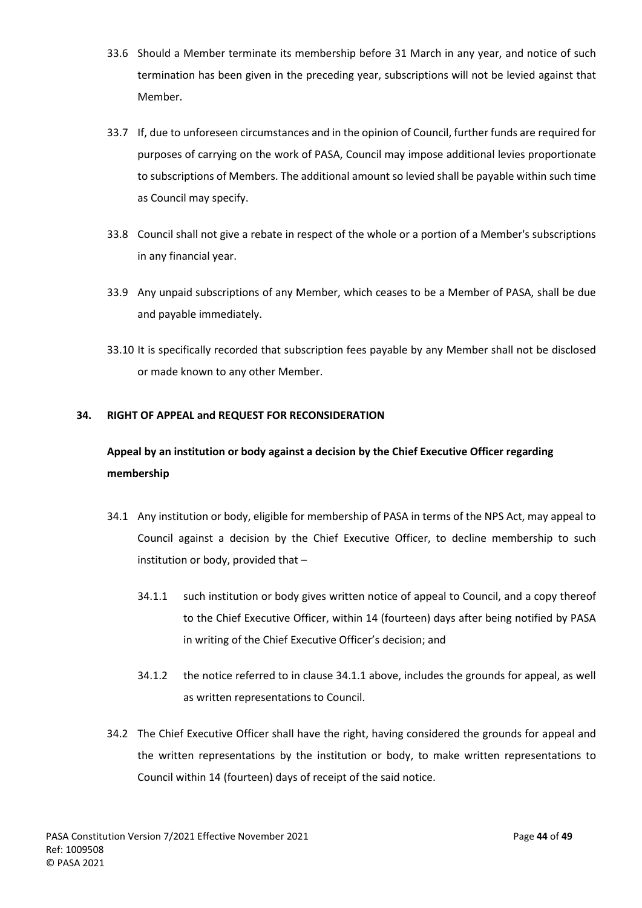33.6 Should a Member terminate its membership before 31 March in any year, and notice of such termination has been given in the preceding year, subscriptions will not be levied against that Member.

33.7 If, due to unforeseen circumstances and in the opinion of Council, further funds are required for purposes of carrying on the work of PASA, Council may impose additional levies proportionate to subscriptions of Members. The additional amount so levied shall be payable within such time as Council may specify.

33.8 Council shall not give a rebate in respect of the whole or a portion of a Member's subscriptions in any financial year.

33.9 Any unpaid subscriptions of any Member, which ceases to be a Member of PASA, shall be due and payable immediately.

33.10 It is specifically recorded that subscription fees payable by any Member shall not be disclosed or made known to any other Member.

## 34. RIGHT OF APPEAL and REQUEST FOR RECONSIDERATION

### Appeal by an institution or body against a decision by the Chief Executive Officer regarding membership

34.1 Any institution or body, eligible for membership of PASA in terms of the NPS Act, may appeal to Council against a decision by the Chief Executive Officer, to decline membership to such institution or body, provided that –

34.1.1 such institution or body gives written notice of appeal to Council, and a copy thereof to the Chief Executive Officer, within 14 (fourteen) days after being notified by PASA in writing of the Chief Executive Officer's decision; and

34.1.2 the notice referred to in clause 34.1.1 above, includes the grounds for appeal, as well as written representations to Council.

34.2 The Chief Executive Officer shall have the right, having considered the grounds for appeal and the written representations by the institution or body, to make written representations to Council within 14 (fourteen) days of receipt of the said notice.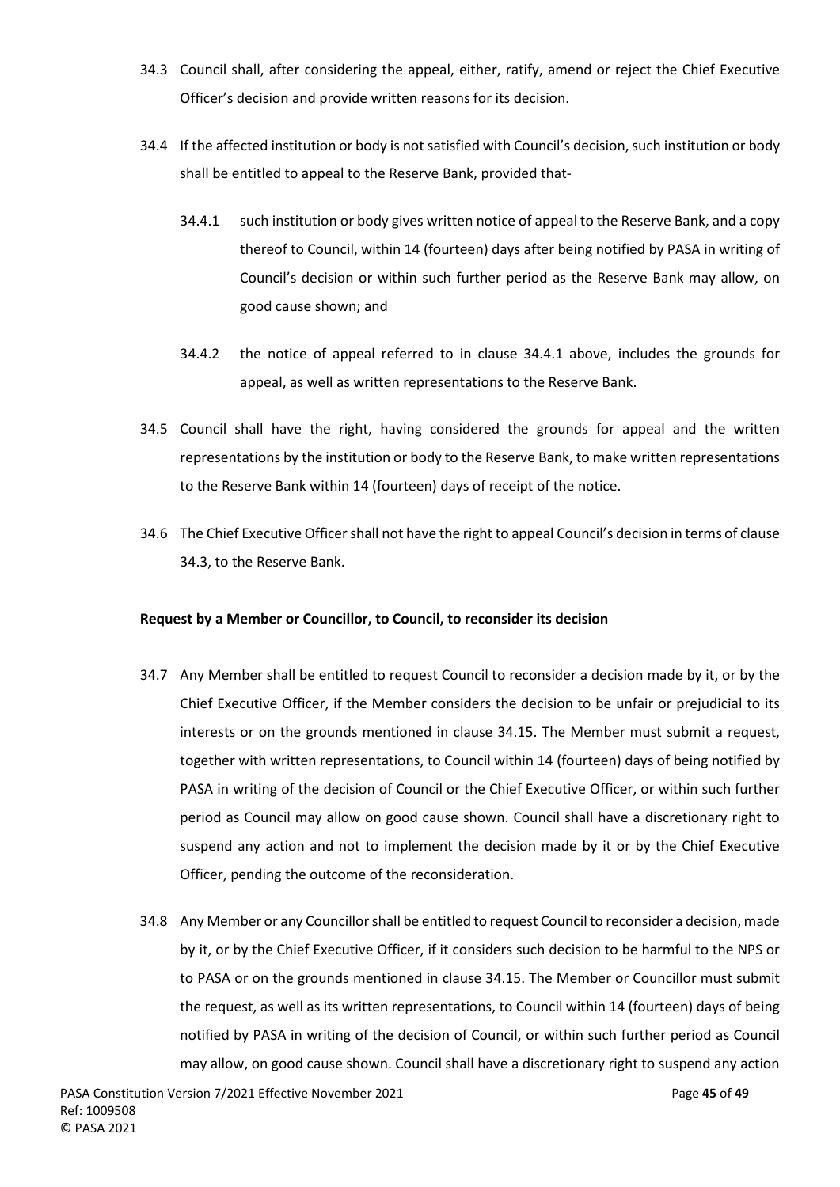34.3 Council shall, after considering the appeal, either, ratify, amend or reject the Chief Executive Officer's decision and provide written reasons for its decision.

34.4 If the affected institution or body is not satisfied with Council's decision, such institution or body shall be entitled to appeal to the Reserve Bank, provided that-

34.4.1 such institution or body gives written notice of appeal to the Reserve Bank, and a copy thereof to Council, within 14 (fourteen) days after being notified by PASA in writing of Council's decision or within such further period as the Reserve Bank may allow, on good cause shown; and

34.4.2 the notice of appeal referred to in clause 34.4.1 above, includes the grounds for appeal, as well as written representations to the Reserve Bank.

34.5 Council shall have the right, having considered the grounds for appeal and the written representations by the institution or body to the Reserve Bank, to make written representations to the Reserve Bank within 14 (fourteen) days of receipt of the notice.

34.6 The Chief Executive Officer shall not have the right to appeal Council's decision in terms of clause 34.3, to the Reserve Bank.

**Request by a Member or Councillor, to Council, to reconsider its decision**

34.7 Any Member shall be entitled to request Council to reconsider a decision made by it, or by the Chief Executive Officer, if the Member considers the decision to be unfair or prejudicial to its interests or on the grounds mentioned in clause 34.15. The Member must submit a request, together with written representations, to Council within 14 (fourteen) days of being notified by PASA in writing of the decision of Council or the Chief Executive Officer, or within such further period as Council may allow on good cause shown. Council shall have a discretionary right to suspend any action and not to implement the decision made by it or by the Chief Executive Officer, pending the outcome of the reconsideration.

34.8 Any Member or any Councillor shall be entitled to request Council to reconsider a decision, made by it, or by the Chief Executive Officer, if it considers such decision to be harmful to the NPS or to PASA or on the grounds mentioned in clause 34.15. The Member or Councillor must submit the request, as well as its written representations, to Council within 14 (fourteen) days of being notified by PASA in writing of the decision of Council, or within such further period as Council may allow, on good cause shown. Council shall have a discretionary right to suspend any action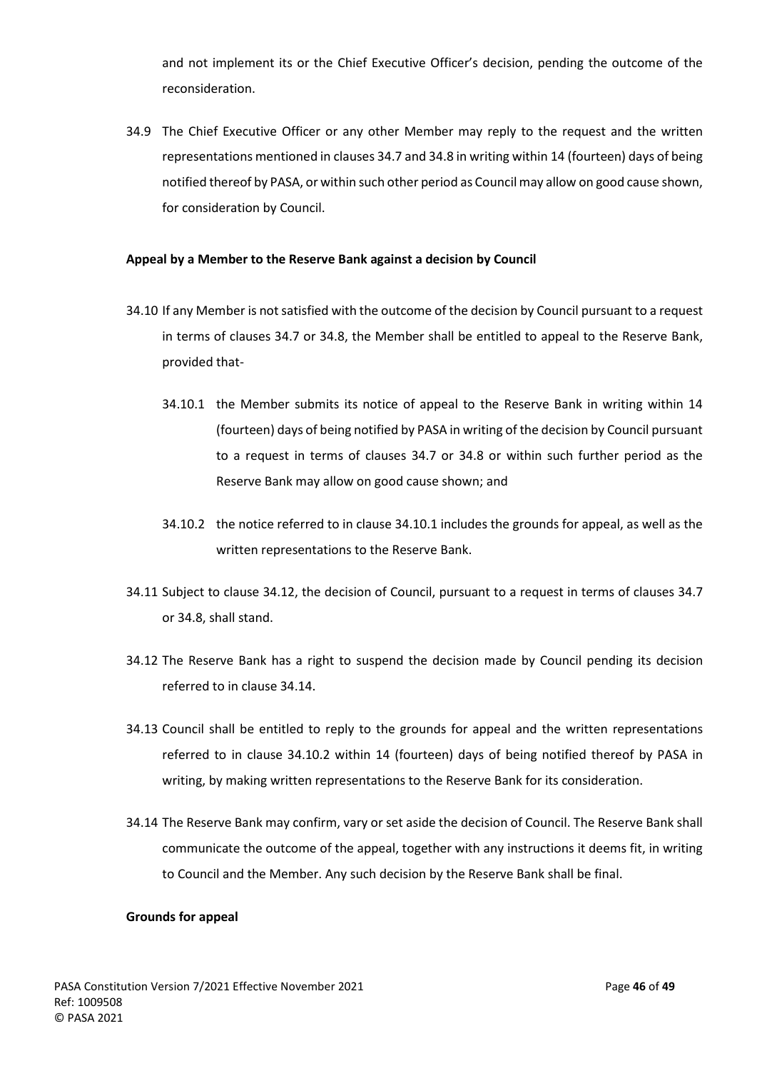and not implement its or the Chief Executive Officer's decision, pending the outcome of the reconsideration.

34.9 The Chief Executive Officer or any other Member may reply to the request and the written representations mentioned in clauses 34.7 and 34.8 in writing within 14 (fourteen) days of being notified thereof by PASA, or within such other period as Council may allow on good cause shown, for consideration by Council.

**Appeal by a Member to the Reserve Bank against a decision by Council**

34.10 If any Member is not satisfied with the outcome of the decision by Council pursuant to a request in terms of clauses 34.7 or 34.8, the Member shall be entitled to appeal to the Reserve Bank, provided that-

34.10.1 the Member submits its notice of appeal to the Reserve Bank in writing within 14 (fourteen) days of being notified by PASA in writing of the decision by Council pursuant to a request in terms of clauses 34.7 or 34.8 or within such further period as the Reserve Bank may allow on good cause shown; and

34.10.2 the notice referred to in clause 34.10.1 includes the grounds for appeal, as well as the written representations to the Reserve Bank.

34.11 Subject to clause 34.12, the decision of Council, pursuant to a request in terms of clauses 34.7 or 34.8, shall stand.

34.12 The Reserve Bank has a right to suspend the decision made by Council pending its decision referred to in clause 34.14.

34.13 Council shall be entitled to reply to the grounds for appeal and the written representations referred to in clause 34.10.2 within 14 (fourteen) days of being notified thereof by PASA in writing, by making written representations to the Reserve Bank for its consideration.

34.14 The Reserve Bank may confirm, vary or set aside the decision of Council. The Reserve Bank shall communicate the outcome of the appeal, together with any instructions it deems fit, in writing to Council and the Member. Any such decision by the Reserve Bank shall be final.

**Grounds for appeal**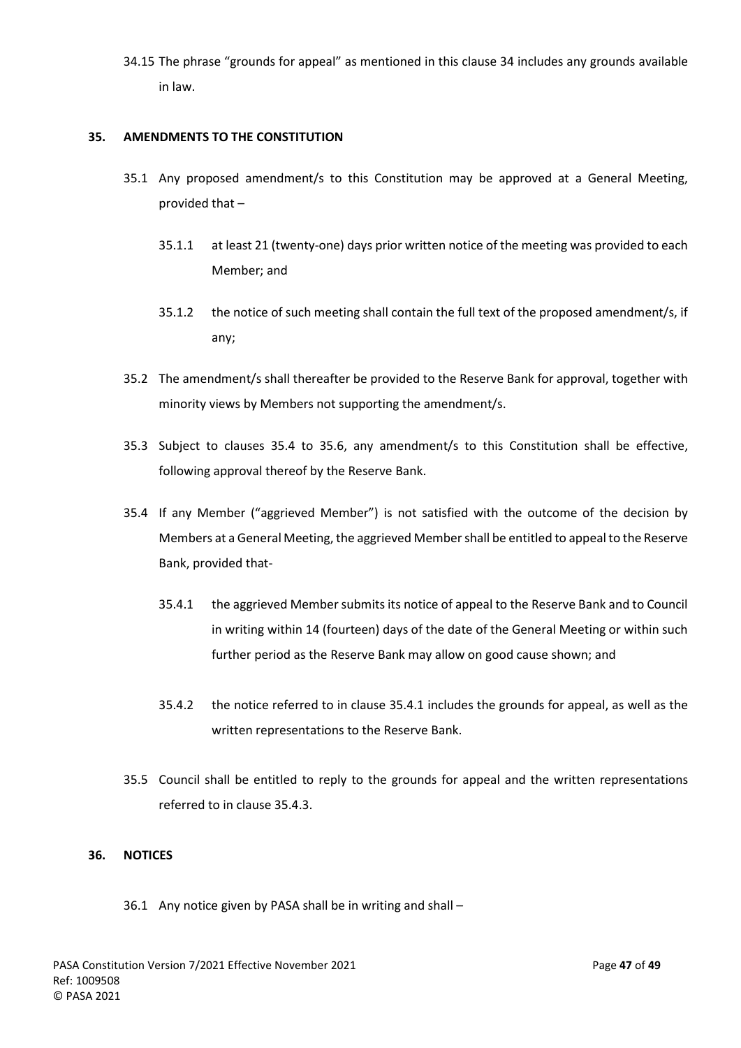34.15 The phrase "grounds for appeal" as mentioned in this clause 34 includes any grounds available in law.

## 35. AMENDMENTS TO THE CONSTITUTION

35.1 Any proposed amendment/s to this Constitution may be approved at a General Meeting, provided that –

35.1.1 at least 21 (twenty-one) days prior written notice of the meeting was provided to each Member; and

35.1.2 the notice of such meeting shall contain the full text of the proposed amendment/s, if any;

35.2 The amendment/s shall thereafter be provided to the Reserve Bank for approval, together with minority views by Members not supporting the amendment/s.

35.3 Subject to clauses 35.4 to 35.6, any amendment/s to this Constitution shall be effective, following approval thereof by the Reserve Bank.

35.4 If any Member ("aggrieved Member") is not satisfied with the outcome of the decision by Members at a General Meeting, the aggrieved Member shall be entitled to appeal to the Reserve Bank, provided that-

35.4.1 the aggrieved Member submits its notice of appeal to the Reserve Bank and to Council in writing within 14 (fourteen) days of the date of the General Meeting or within such further period as the Reserve Bank may allow on good cause shown; and

35.4.2 the notice referred to in clause 35.4.1 includes the grounds for appeal, as well as the written representations to the Reserve Bank.

35.5 Council shall be entitled to reply to the grounds for appeal and the written representations referred to in clause 35.4.3.

## 36. NOTICES

36.1 Any notice given by PASA shall be in writing and shall –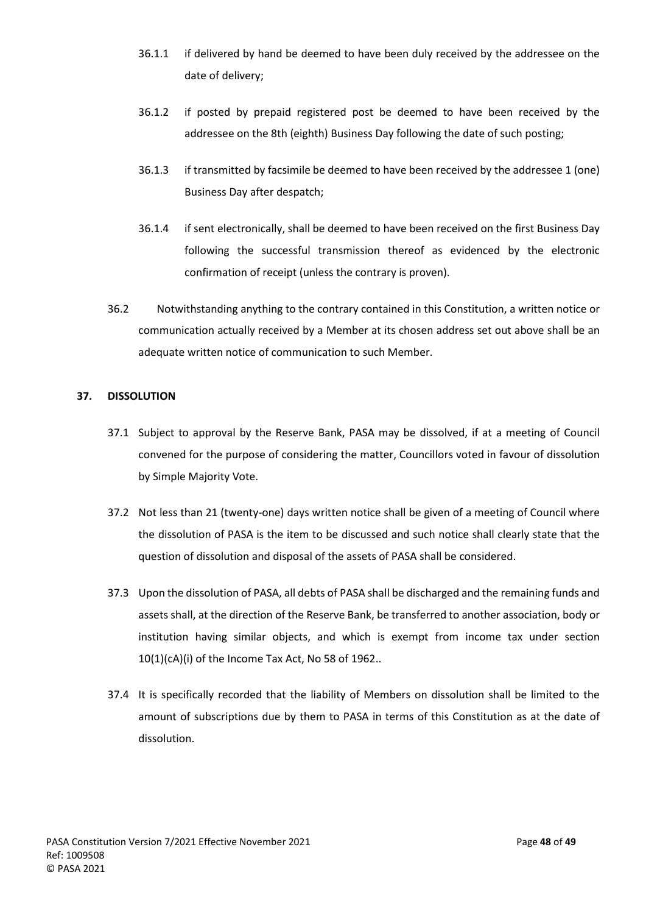36.1.1 if delivered by hand be deemed to have been duly received by the addressee on the date of delivery;

36.1.2 if posted by prepaid registered post be deemed to have been received by the addressee on the 8th (eighth) Business Day following the date of such posting;

36.1.3 if transmitted by facsimile be deemed to have been received by the addressee 1 (one) Business Day after despatch;

36.1.4 if sent electronically, shall be deemed to have been received on the first Business Day following the successful transmission thereof as evidenced by the electronic confirmation of receipt (unless the contrary is proven).

36.2 Notwithstanding anything to the contrary contained in this Constitution, a written notice or communication actually received by a Member at its chosen address set out above shall be an adequate written notice of communication to such Member.

## 37. DISSOLUTION

37.1 Subject to approval by the Reserve Bank, PASA may be dissolved, if at a meeting of Council convened for the purpose of considering the matter, Councillors voted in favour of dissolution by Simple Majority Vote.

37.2 Not less than 21 (twenty-one) days written notice shall be given of a meeting of Council where the dissolution of PASA is the item to be discussed and such notice shall clearly state that the question of dissolution and disposal of the assets of PASA shall be considered.

37.3 Upon the dissolution of PASA, all debts of PASA shall be discharged and the remaining funds and assets shall, at the direction of the Reserve Bank, be transferred to another association, body or institution having similar objects, and which is exempt from income tax under section 10(1)(cA)(i) of the Income Tax Act, No 58 of 1962..

37.4 It is specifically recorded that the liability of Members on dissolution shall be limited to the amount of subscriptions due by them to PASA in terms of this Constitution as at the date of dissolution.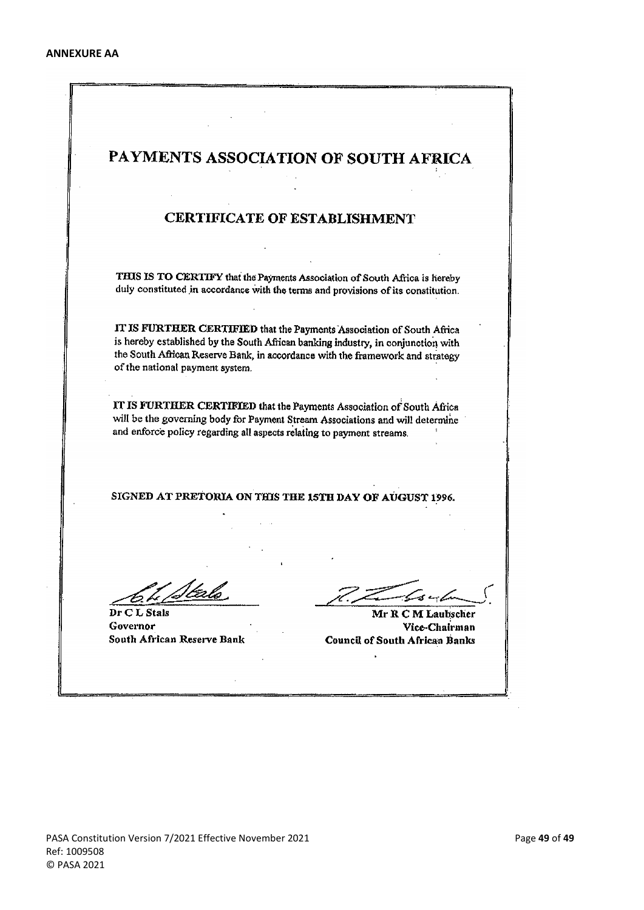**ANNEXURE AA**

# PAYMENTS ASSOCIATION OF SOUTH AFRICA

## CERTIFICATE OF ESTABLISHMENT

**THIS IS TO CERTIFY** that the Payments Association of South Africa is hereby duly constituted in accordance with the terms and provisions of its constitution.

**IT IS FURTHER CERTIFIED** that the Payments Association of South Africa is hereby established by the South African banking industry, in conjunction with the South African Reserve Bank, in accordance with the framework and strategy of the national payment system.

**IT IS FURTHER CERTIFIED** that the Payments Association of South Africa will be the governing body for Payment Stream Associations and will determine and enforce policy regarding all aspects relating to payment streams.

**SIGNED AT PRETORIA ON THIS THE 15TH DAY OF AUGUST 1996.**

| | |
|---|---|
| **Dr C L Stals** | **Mr R C M Laubscher** |
| **Governor** | **Vice-Chairman** |
| **South African Reserve Bank** | **Council of South African Banks** |

PASA Constitution Version 7/2021 Effective November 2021
Ref: 1009508
© PASA 2021